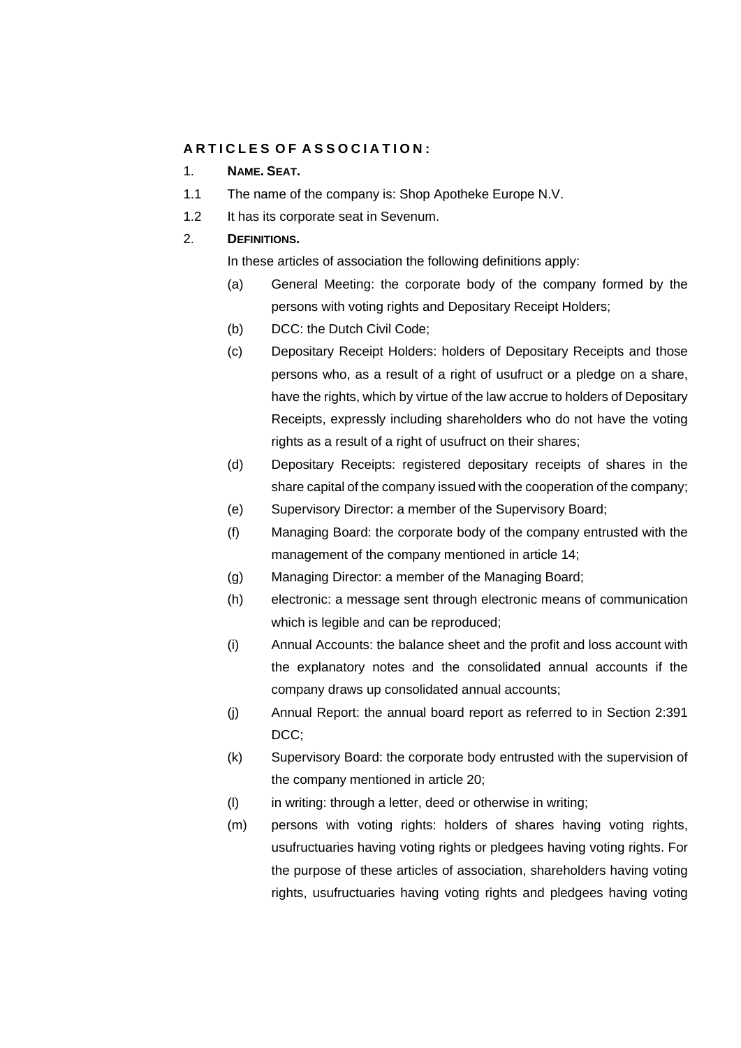# ARTICLES OF ASSOCIATION:

## 1. NAME. SEAT.

1.1 The name of the company is: Shop Apotheke Europe N.V.

1.2 It has its corporate seat in Sevenum.

## 2. DEFINITIONS.

In these articles of association the following definitions apply:

(a) General Meeting: the corporate body of the company formed by the persons with voting rights and Depositary Receipt Holders;

(b) DCC: the Dutch Civil Code;

(c) Depositary Receipt Holders: holders of Depositary Receipts and those persons who, as a result of a right of usufruct or a pledge on a share, have the rights, which by virtue of the law accrue to holders of Depositary Receipts, expressly including shareholders who do not have the voting rights as a result of a right of usufruct on their shares;

(d) Depositary Receipts: registered depositary receipts of shares in the share capital of the company issued with the cooperation of the company;

(e) Supervisory Director: a member of the Supervisory Board;

(f) Managing Board: the corporate body of the company entrusted with the management of the company mentioned in article 14;

(g) Managing Director: a member of the Managing Board;

(h) electronic: a message sent through electronic means of communication which is legible and can be reproduced;

(i) Annual Accounts: the balance sheet and the profit and loss account with the explanatory notes and the consolidated annual accounts if the company draws up consolidated annual accounts;

(j) Annual Report: the annual board report as referred to in Section 2:391 DCC;

(k) Supervisory Board: the corporate body entrusted with the supervision of the company mentioned in article 20;

(l) in writing: through a letter, deed or otherwise in writing;

(m) persons with voting rights: holders of shares having voting rights, usufructuaries having voting rights or pledgees having voting rights. For the purpose of these articles of association, shareholders having voting rights, usufructuaries having voting rights and pledgees having voting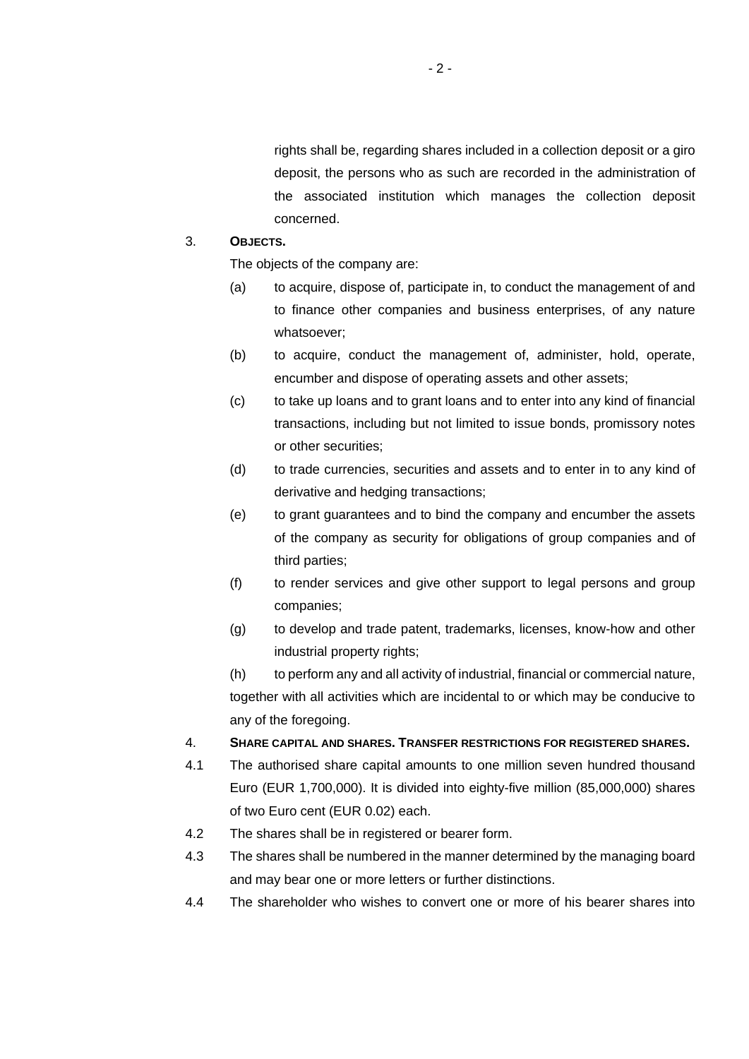rights shall be, regarding shares included in a collection deposit or a giro deposit, the persons who as such are recorded in the administration of the associated institution which manages the collection deposit concerned.

3. **OBJECTS.**

The objects of the company are:

(a) to acquire, dispose of, participate in, to conduct the management of and to finance other companies and business enterprises, of any nature whatsoever;

(b) to acquire, conduct the management of, administer, hold, operate, encumber and dispose of operating assets and other assets;

(c) to take up loans and to grant loans and to enter into any kind of financial transactions, including but not limited to issue bonds, promissory notes or other securities;

(d) to trade currencies, securities and assets and to enter in to any kind of derivative and hedging transactions;

(e) to grant guarantees and to bind the company and encumber the assets of the company as security for obligations of group companies and of third parties;

(f) to render services and give other support to legal persons and group companies;

(g) to develop and trade patent, trademarks, licenses, know-how and other industrial property rights;

(h) to perform any and all activity of industrial, financial or commercial nature, together with all activities which are incidental to or which may be conducive to any of the foregoing.

4. **SHARE CAPITAL AND SHARES. TRANSFER RESTRICTIONS FOR REGISTERED SHARES.**

4.1 The authorised share capital amounts to one million seven hundred thousand Euro (EUR 1,700,000). It is divided into eighty-five million (85,000,000) shares of two Euro cent (EUR 0.02) each.

4.2 The shares shall be in registered or bearer form.

4.3 The shares shall be numbered in the manner determined by the managing board and may bear one or more letters or further distinctions.

4.4 The shareholder who wishes to convert one or more of his bearer shares into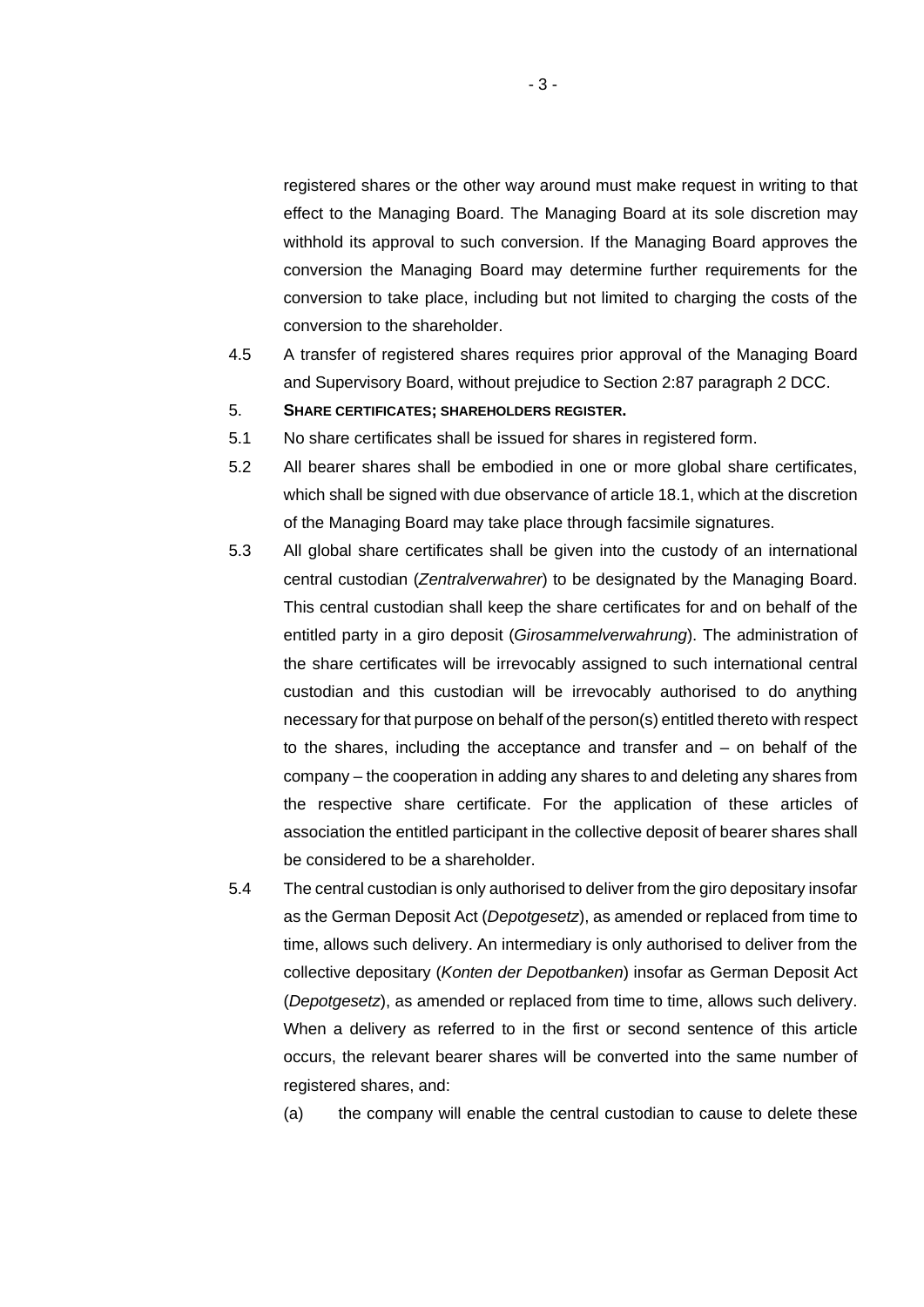registered shares or the other way around must make request in writing to that effect to the Managing Board. The Managing Board at its sole discretion may withhold its approval to such conversion. If the Managing Board approves the conversion the Managing Board may determine further requirements for the conversion to take place, including but not limited to charging the costs of the conversion to the shareholder.

4.5 A transfer of registered shares requires prior approval of the Managing Board and Supervisory Board, without prejudice to Section 2:87 paragraph 2 DCC.

5. **SHARE CERTIFICATES; SHAREHOLDERS REGISTER.**

5.1 No share certificates shall be issued for shares in registered form.

5.2 All bearer shares shall be embodied in one or more global share certificates, which shall be signed with due observance of article 18.1, which at the discretion of the Managing Board may take place through facsimile signatures.

5.3 All global share certificates shall be given into the custody of an international central custodian (*Zentralverwahrer*) to be designated by the Managing Board. This central custodian shall keep the share certificates for and on behalf of the entitled party in a giro deposit (*Girosammelverwahrung*). The administration of the share certificates will be irrevocably assigned to such international central custodian and this custodian will be irrevocably authorised to do anything necessary for that purpose on behalf of the person(s) entitled thereto with respect to the shares, including the acceptance and transfer and – on behalf of the company – the cooperation in adding any shares to and deleting any shares from the respective share certificate. For the application of these articles of association the entitled participant in the collective deposit of bearer shares shall be considered to be a shareholder.

5.4 The central custodian is only authorised to deliver from the giro depositary insofar as the German Deposit Act (*Depotgesetz*), as amended or replaced from time to time, allows such delivery. An intermediary is only authorised to deliver from the collective depositary (*Konten der Depotbanken*) insofar as German Deposit Act (*Depotgesetz*), as amended or replaced from time to time, allows such delivery. When a delivery as referred to in the first or second sentence of this article occurs, the relevant bearer shares will be converted into the same number of registered shares, and:

(a) the company will enable the central custodian to cause to delete these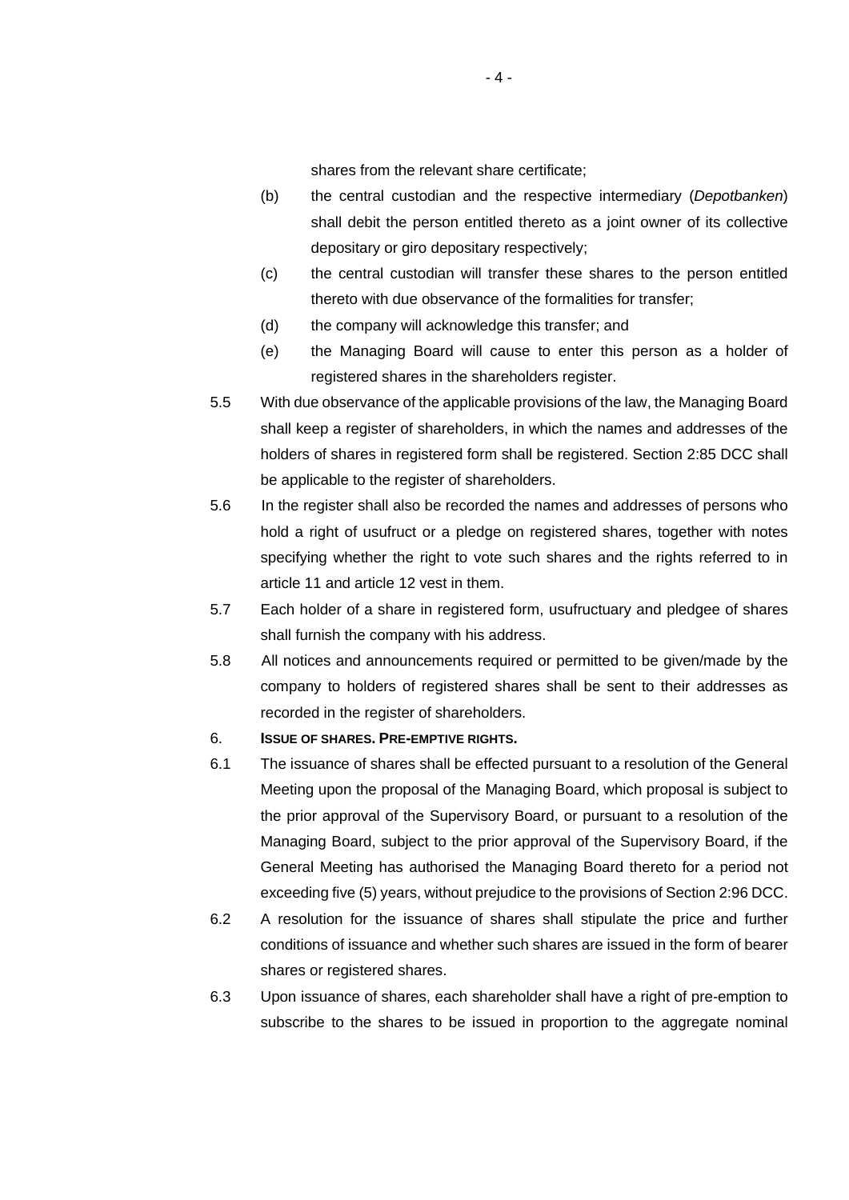shares from the relevant share certificate;

(b) the central custodian and the respective intermediary (*Depotbanken*) shall debit the person entitled thereto as a joint owner of its collective depositary or giro depositary respectively;

(c) the central custodian will transfer these shares to the person entitled thereto with due observance of the formalities for transfer;

(d) the company will acknowledge this transfer; and

(e) the Managing Board will cause to enter this person as a holder of registered shares in the shareholders register.

5.5 With due observance of the applicable provisions of the law, the Managing Board shall keep a register of shareholders, in which the names and addresses of the holders of shares in registered form shall be registered. Section 2:85 DCC shall be applicable to the register of shareholders.

5.6 In the register shall also be recorded the names and addresses of persons who hold a right of usufruct or a pledge on registered shares, together with notes specifying whether the right to vote such shares and the rights referred to in article 11 and article 12 vest in them.

5.7 Each holder of a share in registered form, usufructuary and pledgee of shares shall furnish the company with his address.

5.8 All notices and announcements required or permitted to be given/made by the company to holders of registered shares shall be sent to their addresses as recorded in the register of shareholders.

6. **ISSUE OF SHARES. PRE-EMPTIVE RIGHTS.**

6.1 The issuance of shares shall be effected pursuant to a resolution of the General Meeting upon the proposal of the Managing Board, which proposal is subject to the prior approval of the Supervisory Board, or pursuant to a resolution of the Managing Board, subject to the prior approval of the Supervisory Board, if the General Meeting has authorised the Managing Board thereto for a period not exceeding five (5) years, without prejudice to the provisions of Section 2:96 DCC.

6.2 A resolution for the issuance of shares shall stipulate the price and further conditions of issuance and whether such shares are issued in the form of bearer shares or registered shares.

6.3 Upon issuance of shares, each shareholder shall have a right of pre-emption to subscribe to the shares to be issued in proportion to the aggregate nominal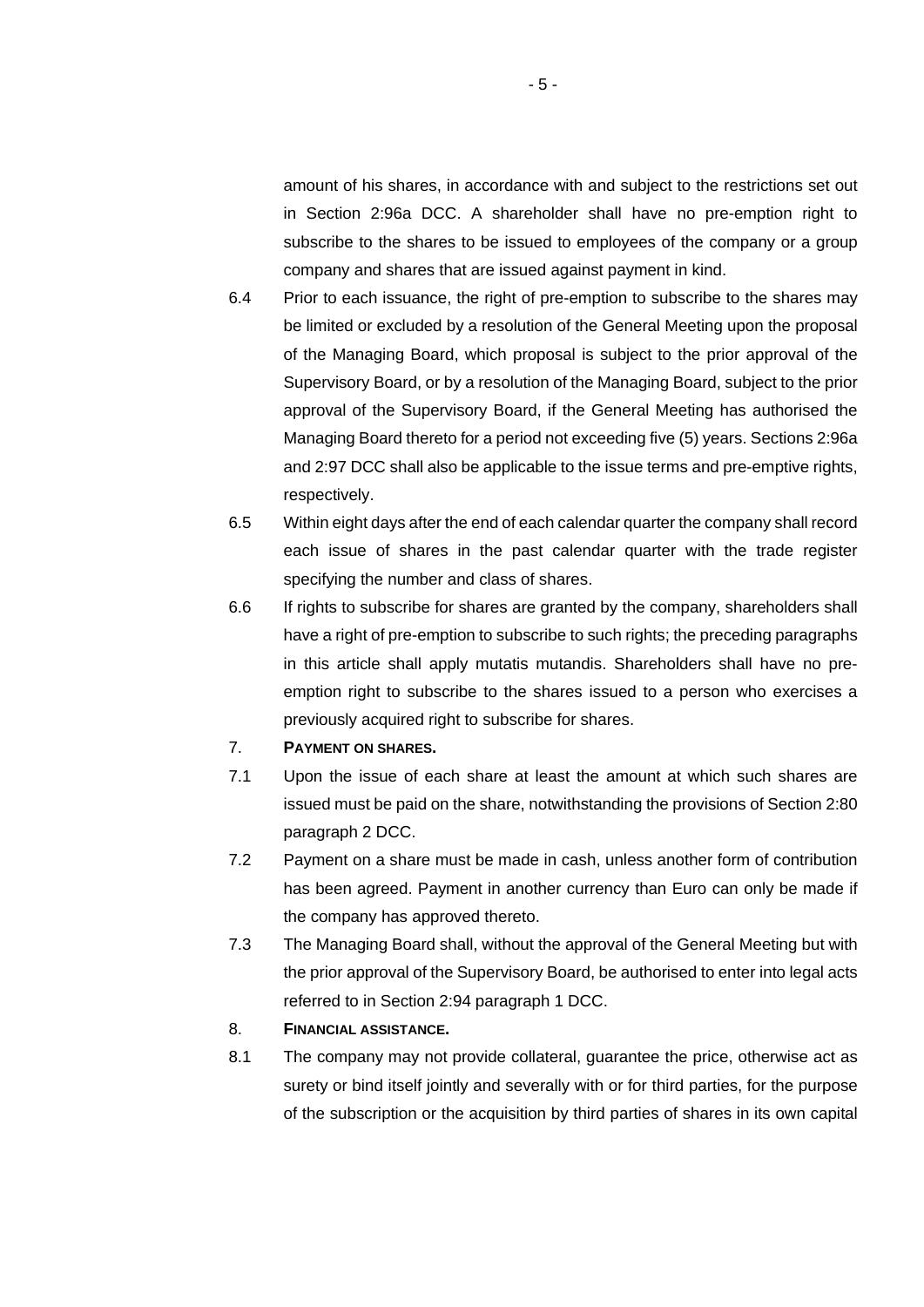amount of his shares, in accordance with and subject to the restrictions set out in Section 2:96a DCC. A shareholder shall have no pre-emption right to subscribe to the shares to be issued to employees of the company or a group company and shares that are issued against payment in kind.

6.4 Prior to each issuance, the right of pre-emption to subscribe to the shares may be limited or excluded by a resolution of the General Meeting upon the proposal of the Managing Board, which proposal is subject to the prior approval of the Supervisory Board, or by a resolution of the Managing Board, subject to the prior approval of the Supervisory Board, if the General Meeting has authorised the Managing Board thereto for a period not exceeding five (5) years. Sections 2:96a and 2:97 DCC shall also be applicable to the issue terms and pre-emptive rights, respectively.

6.5 Within eight days after the end of each calendar quarter the company shall record each issue of shares in the past calendar quarter with the trade register specifying the number and class of shares.

6.6 If rights to subscribe for shares are granted by the company, shareholders shall have a right of pre-emption to subscribe to such rights; the preceding paragraphs in this article shall apply mutatis mutandis. Shareholders shall have no pre-emption right to subscribe to the shares issued to a person who exercises a previously acquired right to subscribe for shares.

7. **PAYMENT ON SHARES.**

7.1 Upon the issue of each share at least the amount at which such shares are issued must be paid on the share, notwithstanding the provisions of Section 2:80 paragraph 2 DCC.

7.2 Payment on a share must be made in cash, unless another form of contribution has been agreed. Payment in another currency than Euro can only be made if the company has approved thereto.

7.3 The Managing Board shall, without the approval of the General Meeting but with the prior approval of the Supervisory Board, be authorised to enter into legal acts referred to in Section 2:94 paragraph 1 DCC.

8. **FINANCIAL ASSISTANCE.**

8.1 The company may not provide collateral, guarantee the price, otherwise act as surety or bind itself jointly and severally with or for third parties, for the purpose of the subscription or the acquisition by third parties of shares in its own capital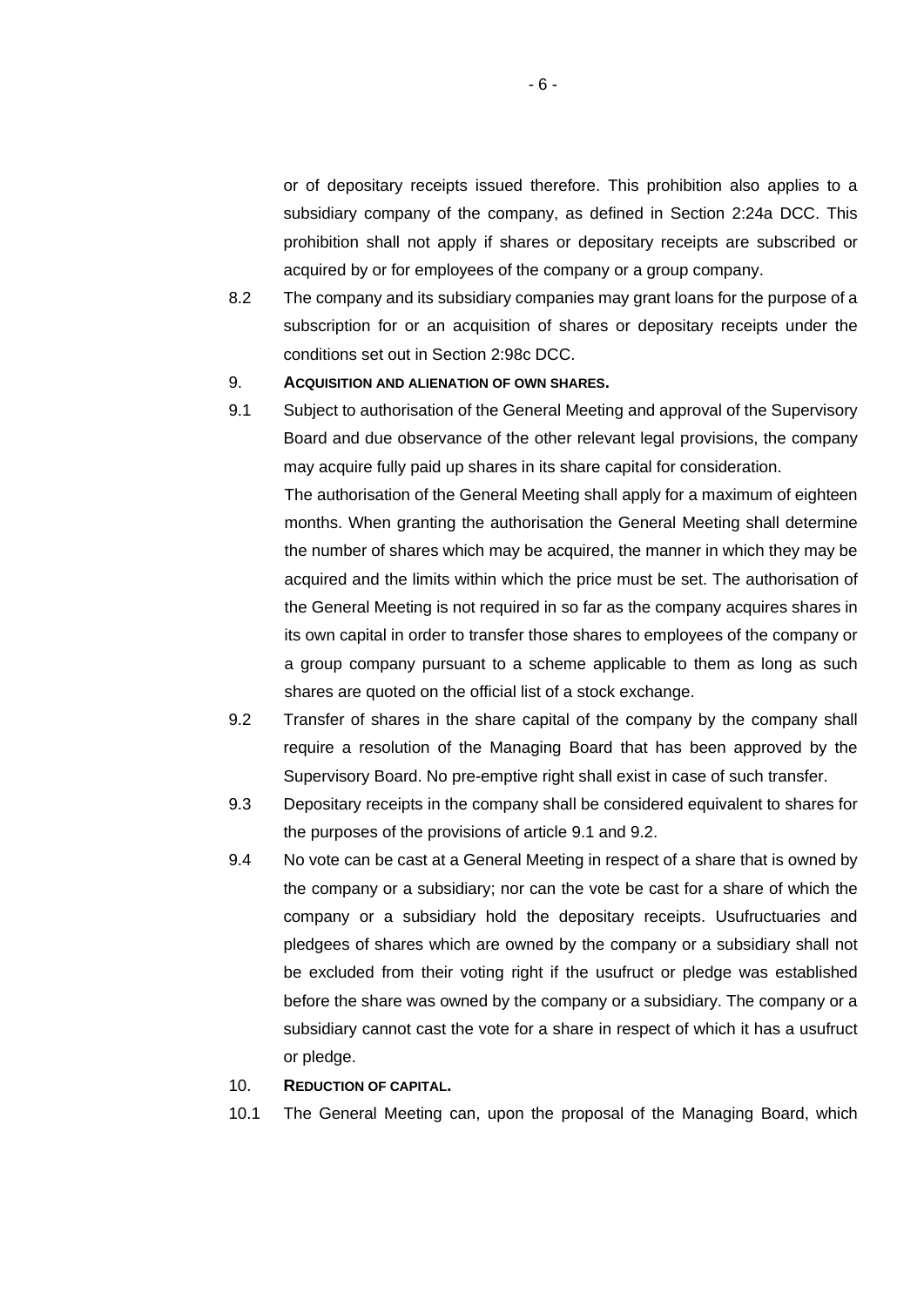or of depositary receipts issued therefore. This prohibition also applies to a subsidiary company of the company, as defined in Section 2:24a DCC. This prohibition shall not apply if shares or depositary receipts are subscribed or acquired by or for employees of the company or a group company.

8.2 The company and its subsidiary companies may grant loans for the purpose of a subscription for or an acquisition of shares or depositary receipts under the conditions set out in Section 2:98c DCC.

9. **ACQUISITION AND ALIENATION OF OWN SHARES.**

9.1 Subject to authorisation of the General Meeting and approval of the Supervisory Board and due observance of the other relevant legal provisions, the company may acquire fully paid up shares in its share capital for consideration.

The authorisation of the General Meeting shall apply for a maximum of eighteen months. When granting the authorisation the General Meeting shall determine the number of shares which may be acquired, the manner in which they may be acquired and the limits within which the price must be set. The authorisation of the General Meeting is not required in so far as the company acquires shares in its own capital in order to transfer those shares to employees of the company or a group company pursuant to a scheme applicable to them as long as such shares are quoted on the official list of a stock exchange.

9.2 Transfer of shares in the share capital of the company by the company shall require a resolution of the Managing Board that has been approved by the Supervisory Board. No pre-emptive right shall exist in case of such transfer.

9.3 Depositary receipts in the company shall be considered equivalent to shares for the purposes of the provisions of article 9.1 and 9.2.

9.4 No vote can be cast at a General Meeting in respect of a share that is owned by the company or a subsidiary; nor can the vote be cast for a share of which the company or a subsidiary hold the depositary receipts. Usufructuaries and pledgees of shares which are owned by the company or a subsidiary shall not be excluded from their voting right if the usufruct or pledge was established before the share was owned by the company or a subsidiary. The company or a subsidiary cannot cast the vote for a share in respect of which it has a usufruct or pledge.

10. **REDUCTION OF CAPITAL.**

10.1 The General Meeting can, upon the proposal of the Managing Board, which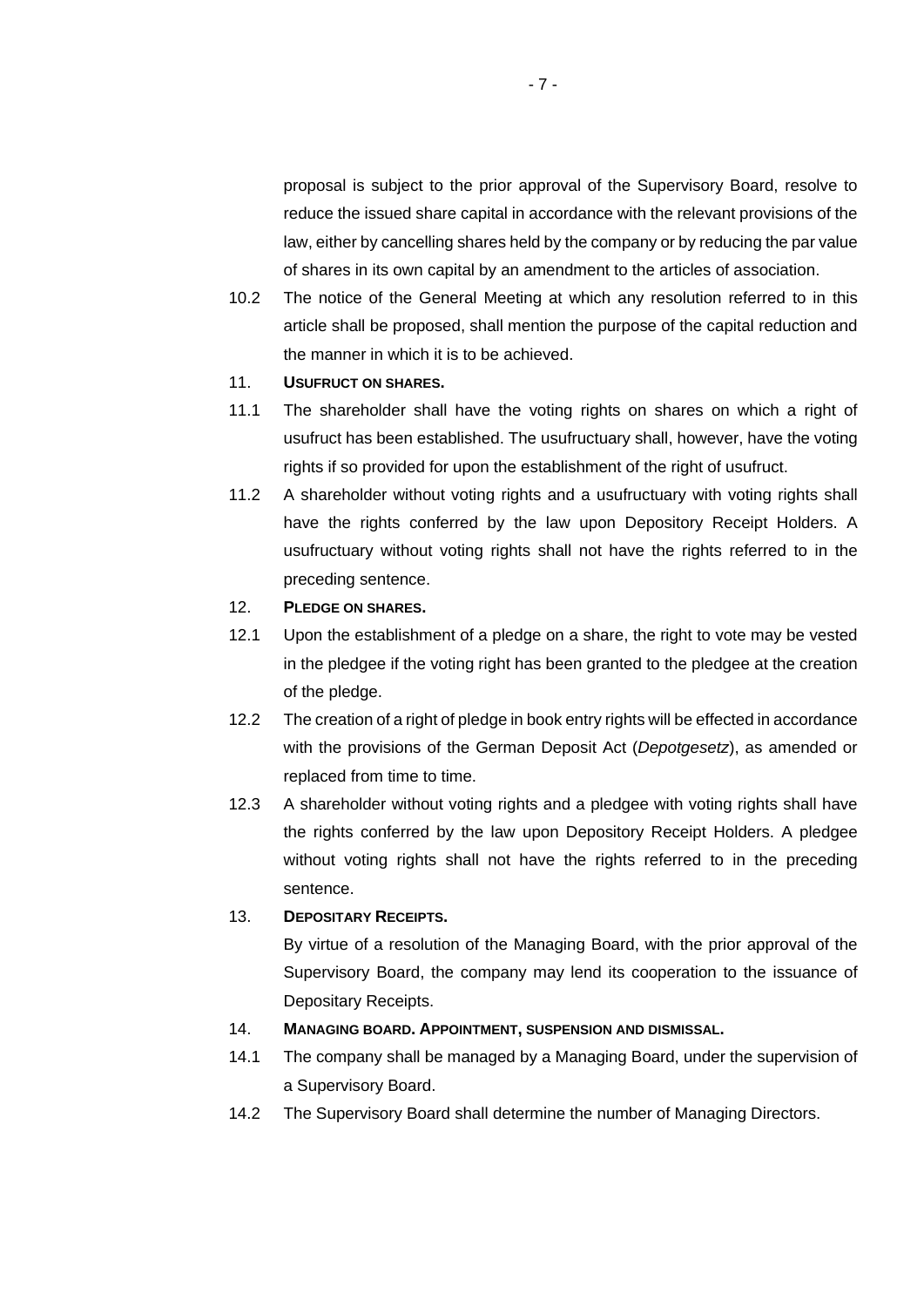proposal is subject to the prior approval of the Supervisory Board, resolve to reduce the issued share capital in accordance with the relevant provisions of the law, either by cancelling shares held by the company or by reducing the par value of shares in its own capital by an amendment to the articles of association.

10.2 The notice of the General Meeting at which any resolution referred to in this article shall be proposed, shall mention the purpose of the capital reduction and the manner in which it is to be achieved.

11. **USUFRUCT ON SHARES.**

11.1 The shareholder shall have the voting rights on shares on which a right of usufruct has been established. The usufructuary shall, however, have the voting rights if so provided for upon the establishment of the right of usufruct.

11.2 A shareholder without voting rights and a usufructuary with voting rights shall have the rights conferred by the law upon Depository Receipt Holders. A usufructuary without voting rights shall not have the rights referred to in the preceding sentence.

12. **PLEDGE ON SHARES.**

12.1 Upon the establishment of a pledge on a share, the right to vote may be vested in the pledgee if the voting right has been granted to the pledgee at the creation of the pledge.

12.2 The creation of a right of pledge in book entry rights will be effected in accordance with the provisions of the German Deposit Act (*Depotgesetz*), as amended or replaced from time to time.

12.3 A shareholder without voting rights and a pledgee with voting rights shall have the rights conferred by the law upon Depository Receipt Holders. A pledgee without voting rights shall not have the rights referred to in the preceding sentence.

13. **DEPOSITARY RECEIPTS.**

By virtue of a resolution of the Managing Board, with the prior approval of the Supervisory Board, the company may lend its cooperation to the issuance of Depositary Receipts.

14. **MANAGING BOARD. APPOINTMENT, SUSPENSION AND DISMISSAL.**

14.1 The company shall be managed by a Managing Board, under the supervision of a Supervisory Board.

14.2 The Supervisory Board shall determine the number of Managing Directors.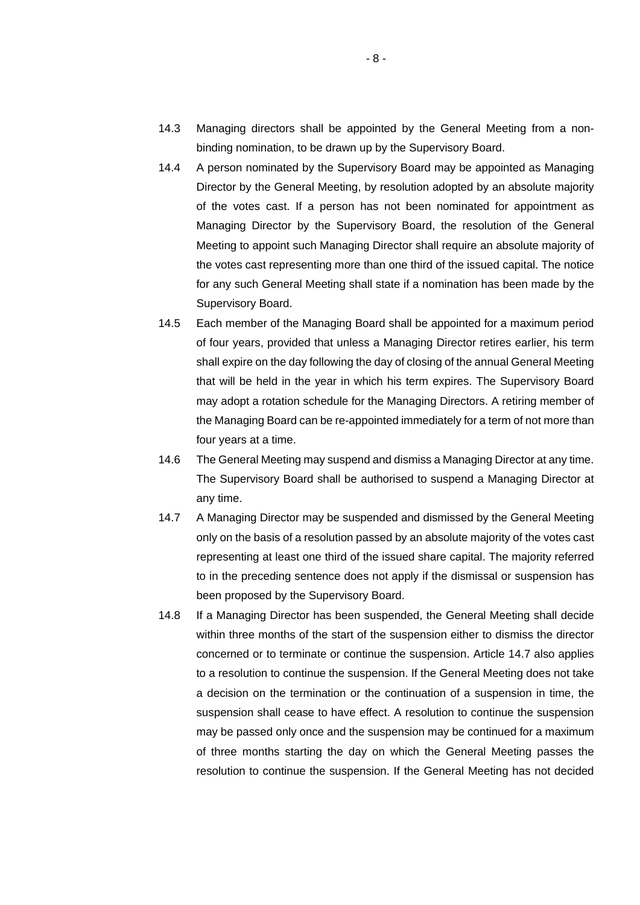14.3 Managing directors shall be appointed by the General Meeting from a non-binding nomination, to be drawn up by the Supervisory Board.

14.4 A person nominated by the Supervisory Board may be appointed as Managing Director by the General Meeting, by resolution adopted by an absolute majority of the votes cast. If a person has not been nominated for appointment as Managing Director by the Supervisory Board, the resolution of the General Meeting to appoint such Managing Director shall require an absolute majority of the votes cast representing more than one third of the issued capital. The notice for any such General Meeting shall state if a nomination has been made by the Supervisory Board.

14.5 Each member of the Managing Board shall be appointed for a maximum period of four years, provided that unless a Managing Director retires earlier, his term shall expire on the day following the day of closing of the annual General Meeting that will be held in the year in which his term expires. The Supervisory Board may adopt a rotation schedule for the Managing Directors. A retiring member of the Managing Board can be re-appointed immediately for a term of not more than four years at a time.

14.6 The General Meeting may suspend and dismiss a Managing Director at any time. The Supervisory Board shall be authorised to suspend a Managing Director at any time.

14.7 A Managing Director may be suspended and dismissed by the General Meeting only on the basis of a resolution passed by an absolute majority of the votes cast representing at least one third of the issued share capital. The majority referred to in the preceding sentence does not apply if the dismissal or suspension has been proposed by the Supervisory Board.

14.8 If a Managing Director has been suspended, the General Meeting shall decide within three months of the start of the suspension either to dismiss the director concerned or to terminate or continue the suspension. Article 14.7 also applies to a resolution to continue the suspension. If the General Meeting does not take a decision on the termination or the continuation of a suspension in time, the suspension shall cease to have effect. A resolution to continue the suspension may be passed only once and the suspension may be continued for a maximum of three months starting the day on which the General Meeting passes the resolution to continue the suspension. If the General Meeting has not decided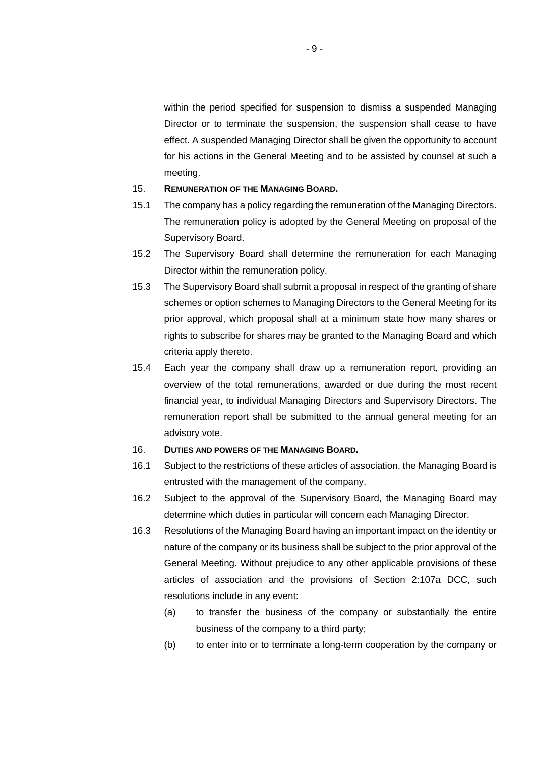within the period specified for suspension to dismiss a suspended Managing Director or to terminate the suspension, the suspension shall cease to have effect. A suspended Managing Director shall be given the opportunity to account for his actions in the General Meeting and to be assisted by counsel at such a meeting.

15. **REMUNERATION OF THE MANAGING BOARD.**

15.1 The company has a policy regarding the remuneration of the Managing Directors. The remuneration policy is adopted by the General Meeting on proposal of the Supervisory Board.

15.2 The Supervisory Board shall determine the remuneration for each Managing Director within the remuneration policy.

15.3 The Supervisory Board shall submit a proposal in respect of the granting of share schemes or option schemes to Managing Directors to the General Meeting for its prior approval, which proposal shall at a minimum state how many shares or rights to subscribe for shares may be granted to the Managing Board and which criteria apply thereto.

15.4 Each year the company shall draw up a remuneration report, providing an overview of the total remunerations, awarded or due during the most recent financial year, to individual Managing Directors and Supervisory Directors. The remuneration report shall be submitted to the annual general meeting for an advisory vote.

16. **DUTIES AND POWERS OF THE MANAGING BOARD.**

16.1 Subject to the restrictions of these articles of association, the Managing Board is entrusted with the management of the company.

16.2 Subject to the approval of the Supervisory Board, the Managing Board may determine which duties in particular will concern each Managing Director.

16.3 Resolutions of the Managing Board having an important impact on the identity or nature of the company or its business shall be subject to the prior approval of the General Meeting. Without prejudice to any other applicable provisions of these articles of association and the provisions of Section 2:107a DCC, such resolutions include in any event:

(a) to transfer the business of the company or substantially the entire business of the company to a third party;

(b) to enter into or to terminate a long-term cooperation by the company or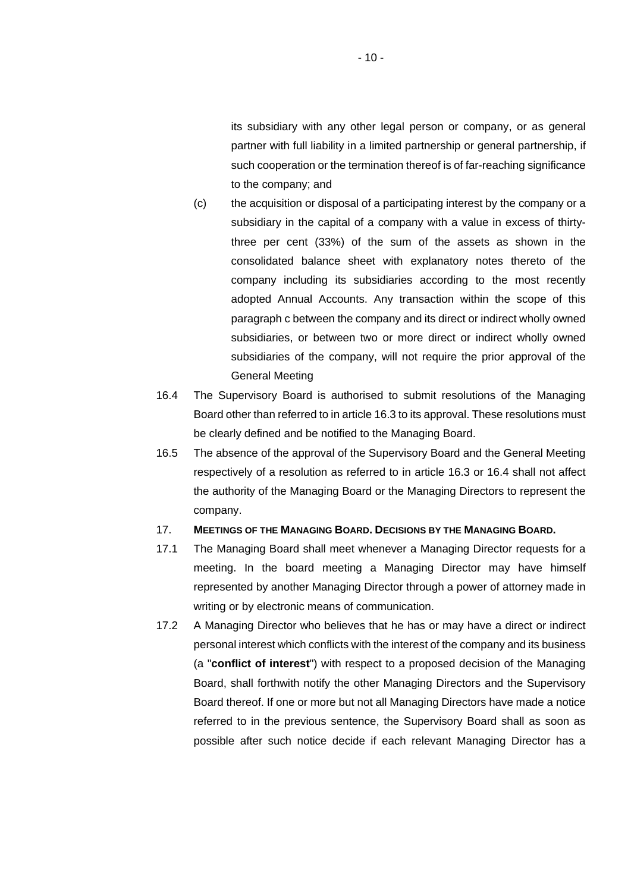its subsidiary with any other legal person or company, or as general partner with full liability in a limited partnership or general partnership, if such cooperation or the termination thereof is of far-reaching significance to the company; and

(c) the acquisition or disposal of a participating interest by the company or a subsidiary in the capital of a company with a value in excess of thirty-three per cent (33%) of the sum of the assets as shown in the consolidated balance sheet with explanatory notes thereto of the company including its subsidiaries according to the most recently adopted Annual Accounts. Any transaction within the scope of this paragraph c between the company and its direct or indirect wholly owned subsidiaries, or between two or more direct or indirect wholly owned subsidiaries of the company, will not require the prior approval of the General Meeting

16.4 The Supervisory Board is authorised to submit resolutions of the Managing Board other than referred to in article 16.3 to its approval. These resolutions must be clearly defined and be notified to the Managing Board.

16.5 The absence of the approval of the Supervisory Board and the General Meeting respectively of a resolution as referred to in article 16.3 or 16.4 shall not affect the authority of the Managing Board or the Managing Directors to represent the company.

## 17. MEETINGS OF THE MANAGING BOARD. DECISIONS BY THE MANAGING BOARD.

17.1 The Managing Board shall meet whenever a Managing Director requests for a meeting. In the board meeting a Managing Director may have himself represented by another Managing Director through a power of attorney made in writing or by electronic means of communication.

17.2 A Managing Director who believes that he has or may have a direct or indirect personal interest which conflicts with the interest of the company and its business (a "**conflict of interest**") with respect to a proposed decision of the Managing Board, shall forthwith notify the other Managing Directors and the Supervisory Board thereof. If one or more but not all Managing Directors have made a notice referred to in the previous sentence, the Supervisory Board shall as soon as possible after such notice decide if each relevant Managing Director has a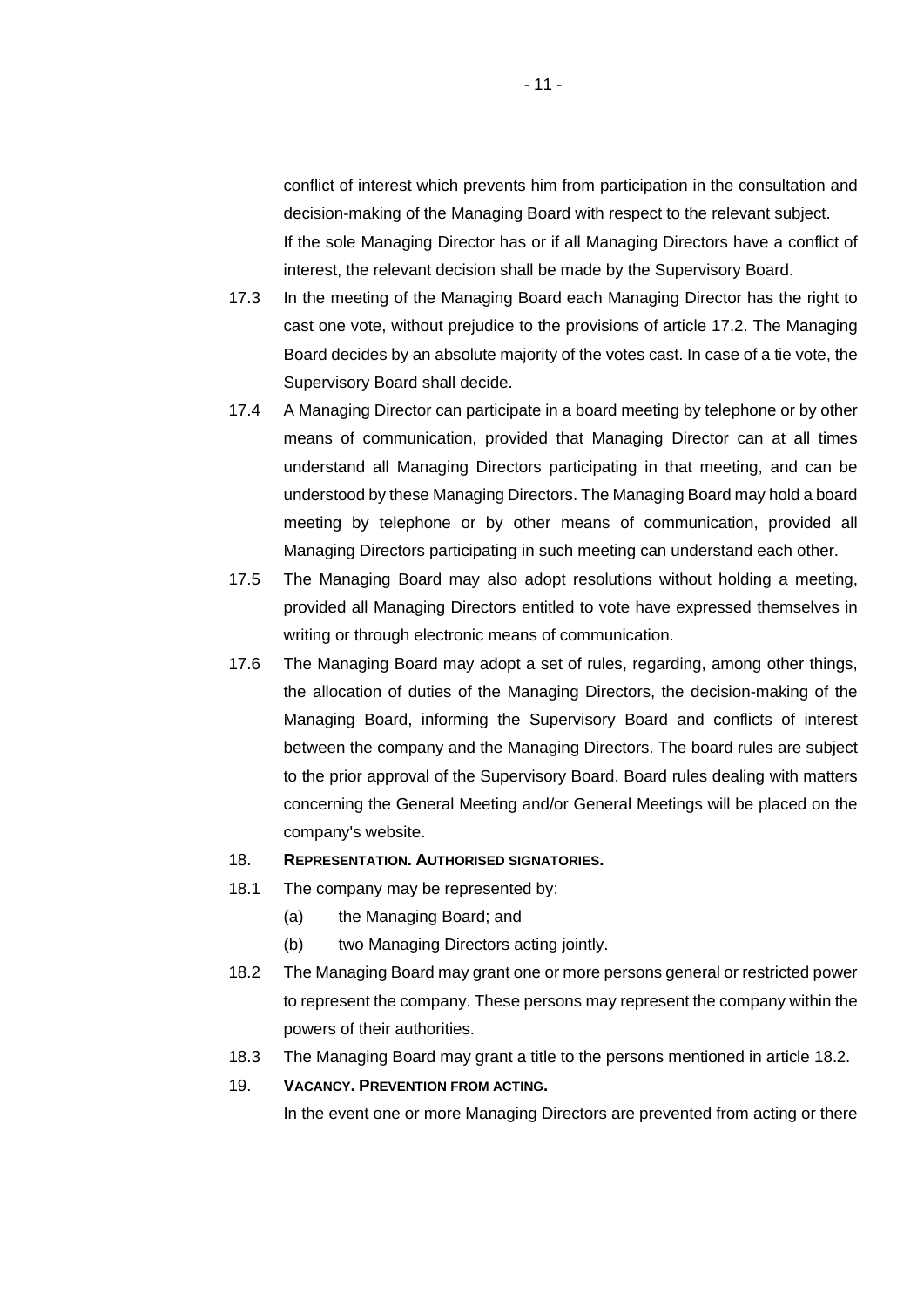conflict of interest which prevents him from participation in the consultation and decision-making of the Managing Board with respect to the relevant subject. If the sole Managing Director has or if all Managing Directors have a conflict of interest, the relevant decision shall be made by the Supervisory Board.

17.3 In the meeting of the Managing Board each Managing Director has the right to cast one vote, without prejudice to the provisions of article 17.2. The Managing Board decides by an absolute majority of the votes cast. In case of a tie vote, the Supervisory Board shall decide.

17.4 A Managing Director can participate in a board meeting by telephone or by other means of communication, provided that Managing Director can at all times understand all Managing Directors participating in that meeting, and can be understood by these Managing Directors. The Managing Board may hold a board meeting by telephone or by other means of communication, provided all Managing Directors participating in such meeting can understand each other.

17.5 The Managing Board may also adopt resolutions without holding a meeting, provided all Managing Directors entitled to vote have expressed themselves in writing or through electronic means of communication.

17.6 The Managing Board may adopt a set of rules, regarding, among other things, the allocation of duties of the Managing Directors, the decision-making of the Managing Board, informing the Supervisory Board and conflicts of interest between the company and the Managing Directors. The board rules are subject to the prior approval of the Supervisory Board. Board rules dealing with matters concerning the General Meeting and/or General Meetings will be placed on the company's website.

## 18. REPRESENTATION. AUTHORISED SIGNATORIES.

18.1 The company may be represented by:

(a) the Managing Board; and

(b) two Managing Directors acting jointly.

18.2 The Managing Board may grant one or more persons general or restricted power to represent the company. These persons may represent the company within the powers of their authorities.

18.3 The Managing Board may grant a title to the persons mentioned in article 18.2.

## 19. VACANCY. PREVENTION FROM ACTING.

In the event one or more Managing Directors are prevented from acting or there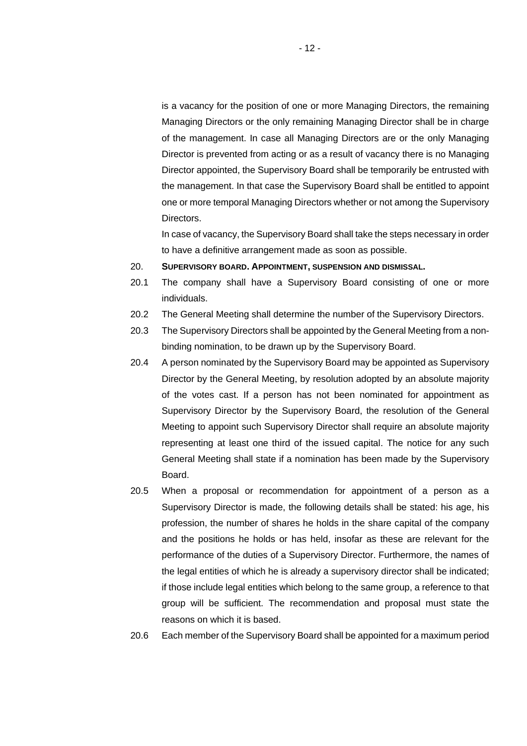is a vacancy for the position of one or more Managing Directors, the remaining Managing Directors or the only remaining Managing Director shall be in charge of the management. In case all Managing Directors are or the only Managing Director is prevented from acting or as a result of vacancy there is no Managing Director appointed, the Supervisory Board shall be temporarily be entrusted with the management. In that case the Supervisory Board shall be entitled to appoint one or more temporal Managing Directors whether or not among the Supervisory Directors.

In case of vacancy, the Supervisory Board shall take the steps necessary in order to have a definitive arrangement made as soon as possible.

20. **SUPERVISORY BOARD. APPOINTMENT, SUSPENSION AND DISMISSAL.**

20.1 The company shall have a Supervisory Board consisting of one or more individuals.

20.2 The General Meeting shall determine the number of the Supervisory Directors.

20.3 The Supervisory Directors shall be appointed by the General Meeting from a non-binding nomination, to be drawn up by the Supervisory Board.

20.4 A person nominated by the Supervisory Board may be appointed as Supervisory Director by the General Meeting, by resolution adopted by an absolute majority of the votes cast. If a person has not been nominated for appointment as Supervisory Director by the Supervisory Board, the resolution of the General Meeting to appoint such Supervisory Director shall require an absolute majority representing at least one third of the issued capital. The notice for any such General Meeting shall state if a nomination has been made by the Supervisory Board.

20.5 When a proposal or recommendation for appointment of a person as a Supervisory Director is made, the following details shall be stated: his age, his profession, the number of shares he holds in the share capital of the company and the positions he holds or has held, insofar as these are relevant for the performance of the duties of a Supervisory Director. Furthermore, the names of the legal entities of which he is already a supervisory director shall be indicated; if those include legal entities which belong to the same group, a reference to that group will be sufficient. The recommendation and proposal must state the reasons on which it is based.

20.6 Each member of the Supervisory Board shall be appointed for a maximum period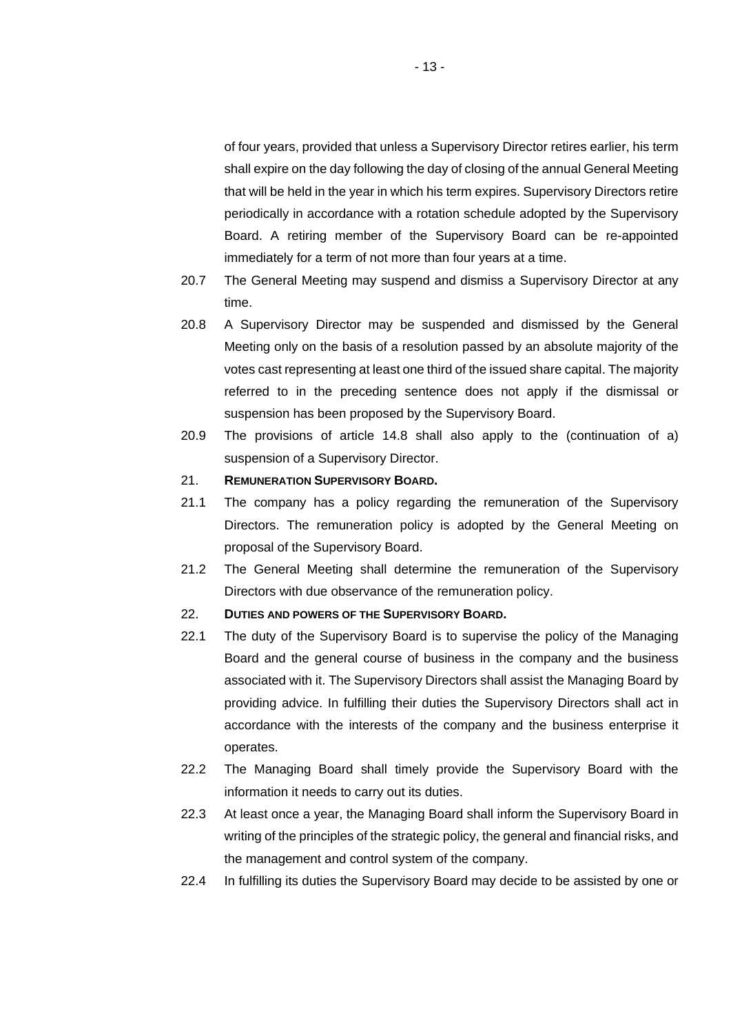of four years, provided that unless a Supervisory Director retires earlier, his term shall expire on the day following the day of closing of the annual General Meeting that will be held in the year in which his term expires. Supervisory Directors retire periodically in accordance with a rotation schedule adopted by the Supervisory Board. A retiring member of the Supervisory Board can be re-appointed immediately for a term of not more than four years at a time.

20.7 The General Meeting may suspend and dismiss a Supervisory Director at any time.

20.8 A Supervisory Director may be suspended and dismissed by the General Meeting only on the basis of a resolution passed by an absolute majority of the votes cast representing at least one third of the issued share capital. The majority referred to in the preceding sentence does not apply if the dismissal or suspension has been proposed by the Supervisory Board.

20.9 The provisions of article 14.8 shall also apply to the (continuation of a) suspension of a Supervisory Director.

## 21. REMUNERATION SUPERVISORY BOARD.

21.1 The company has a policy regarding the remuneration of the Supervisory Directors. The remuneration policy is adopted by the General Meeting on proposal of the Supervisory Board.

21.2 The General Meeting shall determine the remuneration of the Supervisory Directors with due observance of the remuneration policy.

## 22. DUTIES AND POWERS OF THE SUPERVISORY BOARD.

22.1 The duty of the Supervisory Board is to supervise the policy of the Managing Board and the general course of business in the company and the business associated with it. The Supervisory Directors shall assist the Managing Board by providing advice. In fulfilling their duties the Supervisory Directors shall act in accordance with the interests of the company and the business enterprise it operates.

22.2 The Managing Board shall timely provide the Supervisory Board with the information it needs to carry out its duties.

22.3 At least once a year, the Managing Board shall inform the Supervisory Board in writing of the principles of the strategic policy, the general and financial risks, and the management and control system of the company.

22.4 In fulfilling its duties the Supervisory Board may decide to be assisted by one or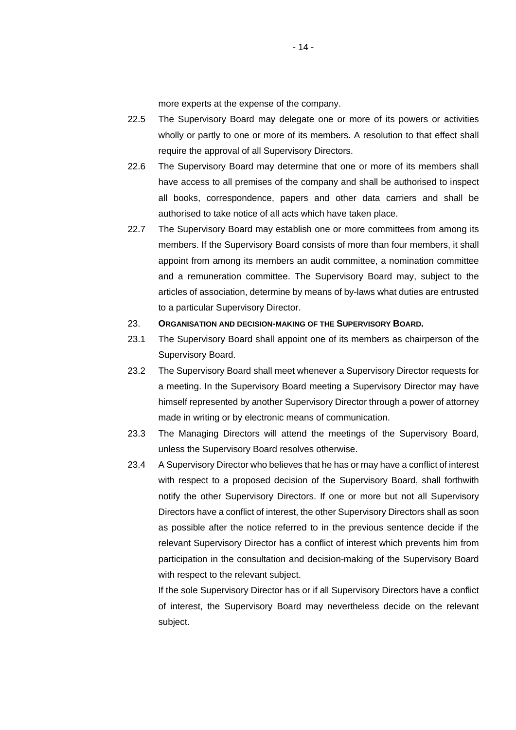more experts at the expense of the company.

22.5 The Supervisory Board may delegate one or more of its powers or activities wholly or partly to one or more of its members. A resolution to that effect shall require the approval of all Supervisory Directors.

22.6 The Supervisory Board may determine that one or more of its members shall have access to all premises of the company and shall be authorised to inspect all books, correspondence, papers and other data carriers and shall be authorised to take notice of all acts which have taken place.

22.7 The Supervisory Board may establish one or more committees from among its members. If the Supervisory Board consists of more than four members, it shall appoint from among its members an audit committee, a nomination committee and a remuneration committee. The Supervisory Board may, subject to the articles of association, determine by means of by-laws what duties are entrusted to a particular Supervisory Director.

## 23. ORGANISATION AND DECISION-MAKING OF THE SUPERVISORY BOARD.

23.1 The Supervisory Board shall appoint one of its members as chairperson of the Supervisory Board.

23.2 The Supervisory Board shall meet whenever a Supervisory Director requests for a meeting. In the Supervisory Board meeting a Supervisory Director may have himself represented by another Supervisory Director through a power of attorney made in writing or by electronic means of communication.

23.3 The Managing Directors will attend the meetings of the Supervisory Board, unless the Supervisory Board resolves otherwise.

23.4 A Supervisory Director who believes that he has or may have a conflict of interest with respect to a proposed decision of the Supervisory Board, shall forthwith notify the other Supervisory Directors. If one or more but not all Supervisory Directors have a conflict of interest, the other Supervisory Directors shall as soon as possible after the notice referred to in the previous sentence decide if the relevant Supervisory Director has a conflict of interest which prevents him from participation in the consultation and decision-making of the Supervisory Board with respect to the relevant subject.

If the sole Supervisory Director has or if all Supervisory Directors have a conflict of interest, the Supervisory Board may nevertheless decide on the relevant subject.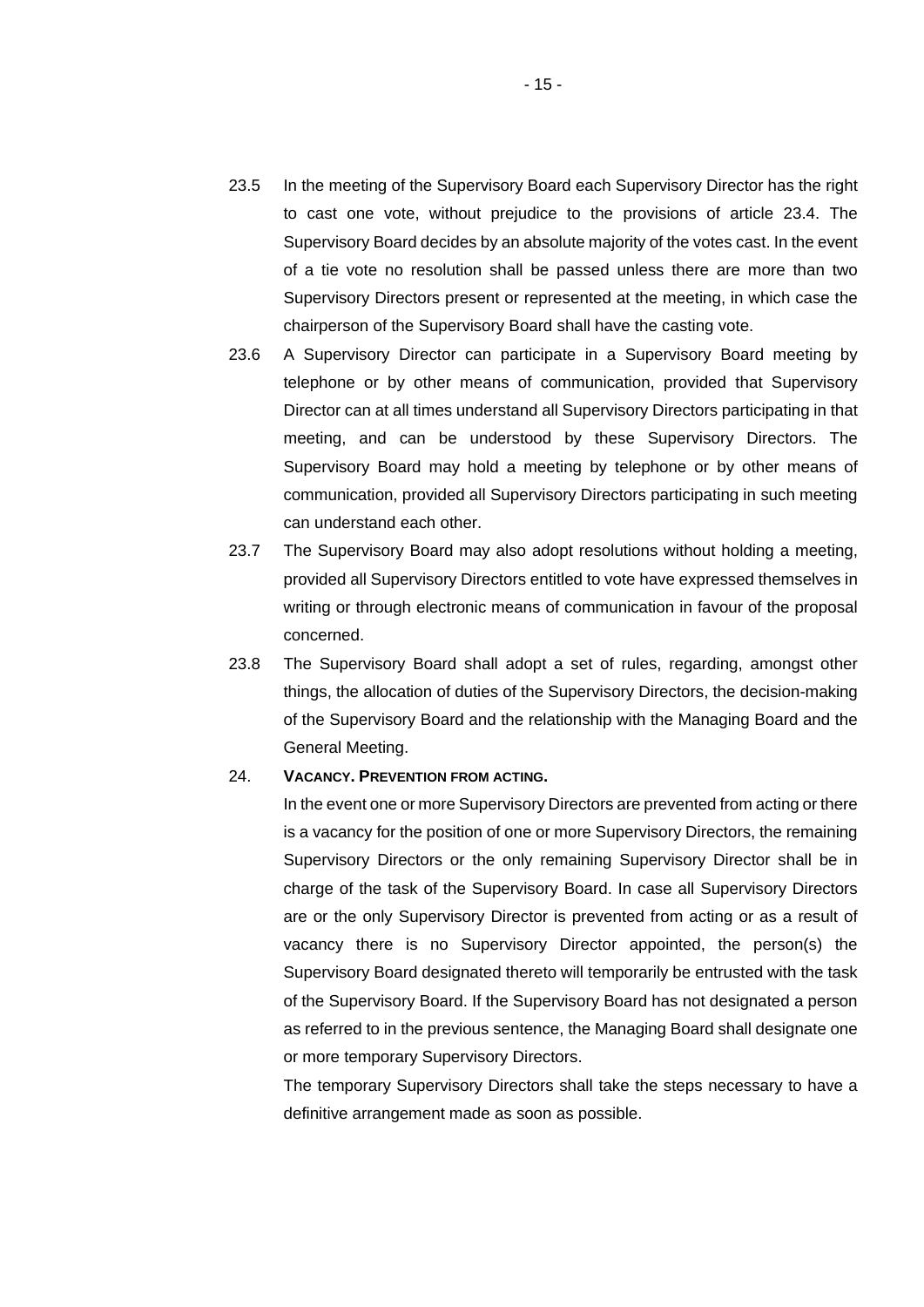23.5 In the meeting of the Supervisory Board each Supervisory Director has the right to cast one vote, without prejudice to the provisions of article 23.4. The Supervisory Board decides by an absolute majority of the votes cast. In the event of a tie vote no resolution shall be passed unless there are more than two Supervisory Directors present or represented at the meeting, in which case the chairperson of the Supervisory Board shall have the casting vote.

23.6 A Supervisory Director can participate in a Supervisory Board meeting by telephone or by other means of communication, provided that Supervisory Director can at all times understand all Supervisory Directors participating in that meeting, and can be understood by these Supervisory Directors. The Supervisory Board may hold a meeting by telephone or by other means of communication, provided all Supervisory Directors participating in such meeting can understand each other.

23.7 The Supervisory Board may also adopt resolutions without holding a meeting, provided all Supervisory Directors entitled to vote have expressed themselves in writing or through electronic means of communication in favour of the proposal concerned.

23.8 The Supervisory Board shall adopt a set of rules, regarding, amongst other things, the allocation of duties of the Supervisory Directors, the decision-making of the Supervisory Board and the relationship with the Managing Board and the General Meeting.

## 24. VACANCY. PREVENTION FROM ACTING.

In the event one or more Supervisory Directors are prevented from acting or there is a vacancy for the position of one or more Supervisory Directors, the remaining Supervisory Directors or the only remaining Supervisory Director shall be in charge of the task of the Supervisory Board. In case all Supervisory Directors are or the only Supervisory Director is prevented from acting or as a result of vacancy there is no Supervisory Director appointed, the person(s) the Supervisory Board designated thereto will temporarily be entrusted with the task of the Supervisory Board. If the Supervisory Board has not designated a person as referred to in the previous sentence, the Managing Board shall designate one or more temporary Supervisory Directors.

The temporary Supervisory Directors shall take the steps necessary to have a definitive arrangement made as soon as possible.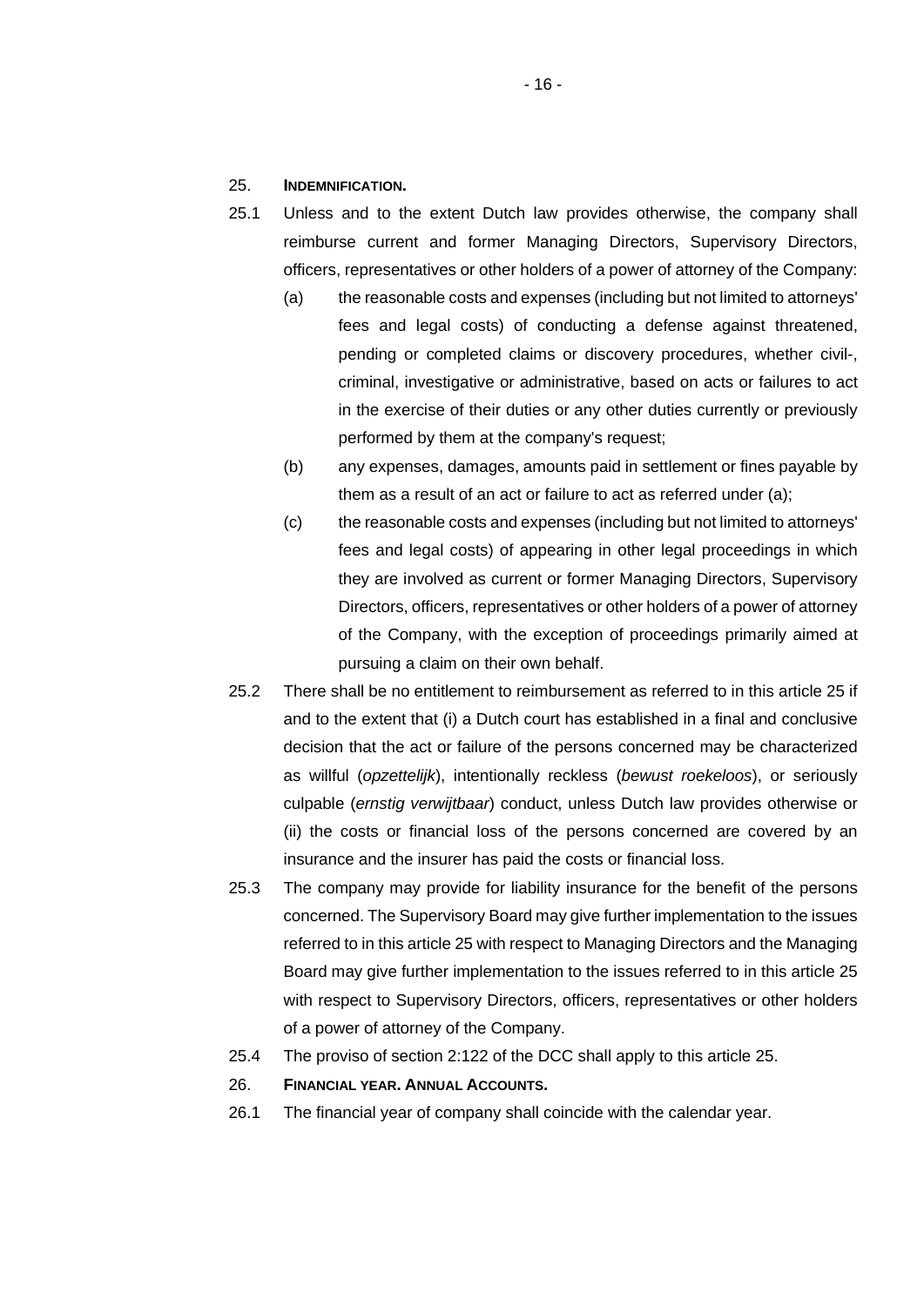## 25. **INDEMNIFICATION.**

25.1 Unless and to the extent Dutch law provides otherwise, the company shall reimburse current and former Managing Directors, Supervisory Directors, officers, representatives or other holders of a power of attorney of the Company:

(a) the reasonable costs and expenses (including but not limited to attorneys' fees and legal costs) of conducting a defense against threatened, pending or completed claims or discovery procedures, whether civil-, criminal, investigative or administrative, based on acts or failures to act in the exercise of their duties or any other duties currently or previously performed by them at the company's request;

(b) any expenses, damages, amounts paid in settlement or fines payable by them as a result of an act or failure to act as referred under (a);

(c) the reasonable costs and expenses (including but not limited to attorneys' fees and legal costs) of appearing in other legal proceedings in which they are involved as current or former Managing Directors, Supervisory Directors, officers, representatives or other holders of a power of attorney of the Company, with the exception of proceedings primarily aimed at pursuing a claim on their own behalf.

25.2 There shall be no entitlement to reimbursement as referred to in this article 25 if and to the extent that (i) a Dutch court has established in a final and conclusive decision that the act or failure of the persons concerned may be characterized as willful (*opzettelijk*), intentionally reckless (*bewust roekeloos*), or seriously culpable (*ernstig verwijtbaar*) conduct, unless Dutch law provides otherwise or (ii) the costs or financial loss of the persons concerned are covered by an insurance and the insurer has paid the costs or financial loss.

25.3 The company may provide for liability insurance for the benefit of the persons concerned. The Supervisory Board may give further implementation to the issues referred to in this article 25 with respect to Managing Directors and the Managing Board may give further implementation to the issues referred to in this article 25 with respect to Supervisory Directors, officers, representatives or other holders of a power of attorney of the Company.

25.4 The proviso of section 2:122 of the DCC shall apply to this article 25.

## 26. **FINANCIAL YEAR. ANNUAL ACCOUNTS.**

26.1 The financial year of company shall coincide with the calendar year.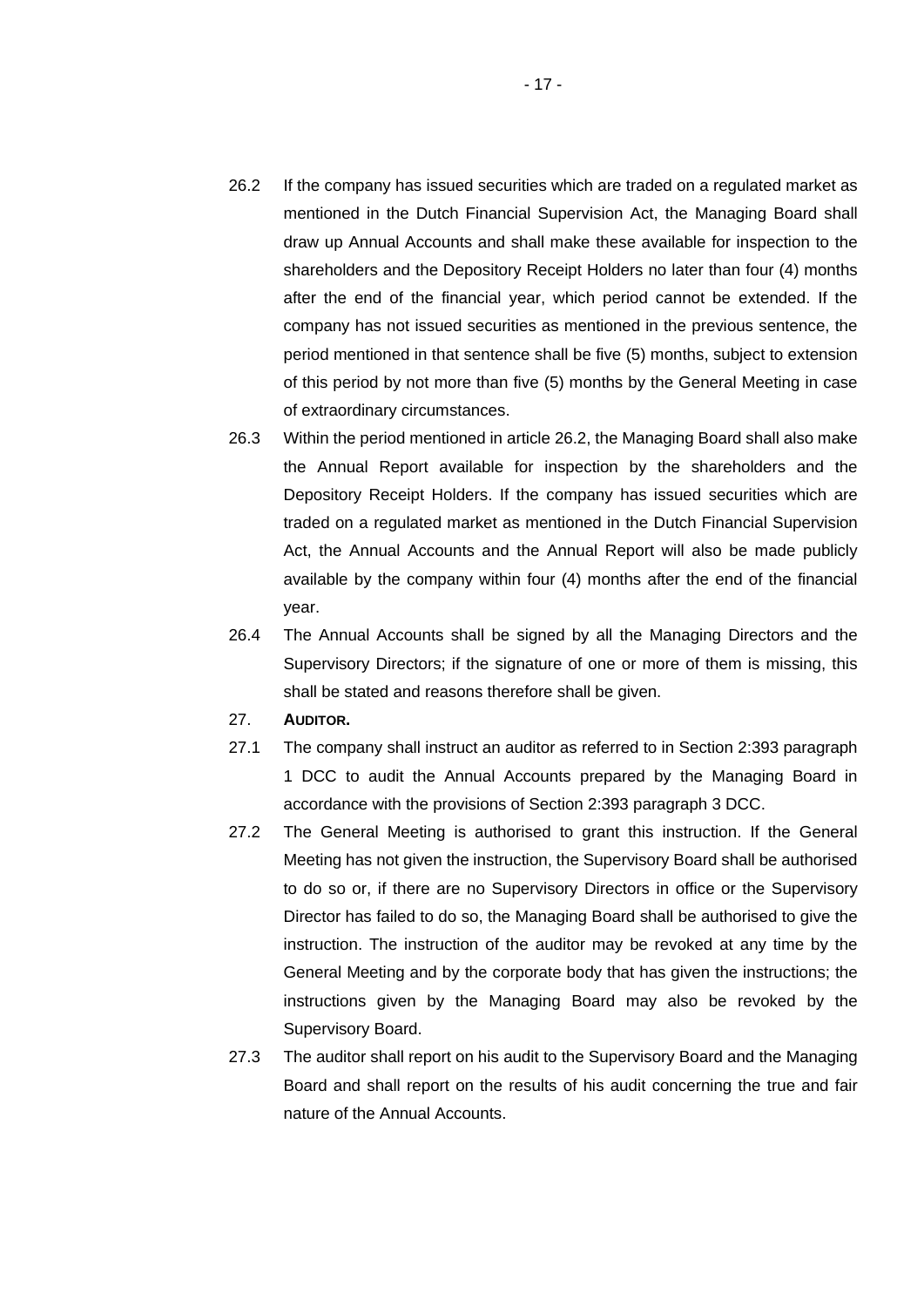26.2 If the company has issued securities which are traded on a regulated market as mentioned in the Dutch Financial Supervision Act, the Managing Board shall draw up Annual Accounts and shall make these available for inspection to the shareholders and the Depository Receipt Holders no later than four (4) months after the end of the financial year, which period cannot be extended. If the company has not issued securities as mentioned in the previous sentence, the period mentioned in that sentence shall be five (5) months, subject to extension of this period by not more than five (5) months by the General Meeting in case of extraordinary circumstances.

26.3 Within the period mentioned in article 26.2, the Managing Board shall also make the Annual Report available for inspection by the shareholders and the Depository Receipt Holders. If the company has issued securities which are traded on a regulated market as mentioned in the Dutch Financial Supervision Act, the Annual Accounts and the Annual Report will also be made publicly available by the company within four (4) months after the end of the financial year.

26.4 The Annual Accounts shall be signed by all the Managing Directors and the Supervisory Directors; if the signature of one or more of them is missing, this shall be stated and reasons therefore shall be given.

## 27. AUDITOR.

27.1 The company shall instruct an auditor as referred to in Section 2:393 paragraph 1 DCC to audit the Annual Accounts prepared by the Managing Board in accordance with the provisions of Section 2:393 paragraph 3 DCC.

27.2 The General Meeting is authorised to grant this instruction. If the General Meeting has not given the instruction, the Supervisory Board shall be authorised to do so or, if there are no Supervisory Directors in office or the Supervisory Director has failed to do so, the Managing Board shall be authorised to give the instruction. The instruction of the auditor may be revoked at any time by the General Meeting and by the corporate body that has given the instructions; the instructions given by the Managing Board may also be revoked by the Supervisory Board.

27.3 The auditor shall report on his audit to the Supervisory Board and the Managing Board and shall report on the results of his audit concerning the true and fair nature of the Annual Accounts.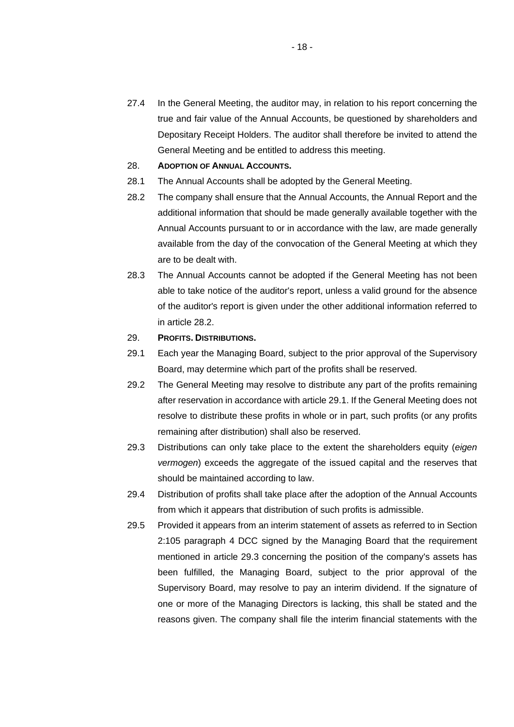27.4 In the General Meeting, the auditor may, in relation to his report concerning the true and fair value of the Annual Accounts, be questioned by shareholders and Depositary Receipt Holders. The auditor shall therefore be invited to attend the General Meeting and be entitled to address this meeting.

28. **ADOPTION OF ANNUAL ACCOUNTS.**

28.1 The Annual Accounts shall be adopted by the General Meeting.

28.2 The company shall ensure that the Annual Accounts, the Annual Report and the additional information that should be made generally available together with the Annual Accounts pursuant to or in accordance with the law, are made generally available from the day of the convocation of the General Meeting at which they are to be dealt with.

28.3 The Annual Accounts cannot be adopted if the General Meeting has not been able to take notice of the auditor's report, unless a valid ground for the absence of the auditor's report is given under the other additional information referred to in article 28.2.

29. **PROFITS. DISTRIBUTIONS.**

29.1 Each year the Managing Board, subject to the prior approval of the Supervisory Board, may determine which part of the profits shall be reserved.

29.2 The General Meeting may resolve to distribute any part of the profits remaining after reservation in accordance with article 29.1. If the General Meeting does not resolve to distribute these profits in whole or in part, such profits (or any profits remaining after distribution) shall also be reserved.

29.3 Distributions can only take place to the extent the shareholders equity (*eigen vermogen*) exceeds the aggregate of the issued capital and the reserves that should be maintained according to law.

29.4 Distribution of profits shall take place after the adoption of the Annual Accounts from which it appears that distribution of such profits is admissible.

29.5 Provided it appears from an interim statement of assets as referred to in Section 2:105 paragraph 4 DCC signed by the Managing Board that the requirement mentioned in article 29.3 concerning the position of the company's assets has been fulfilled, the Managing Board, subject to the prior approval of the Supervisory Board, may resolve to pay an interim dividend. If the signature of one or more of the Managing Directors is lacking, this shall be stated and the reasons given. The company shall file the interim financial statements with the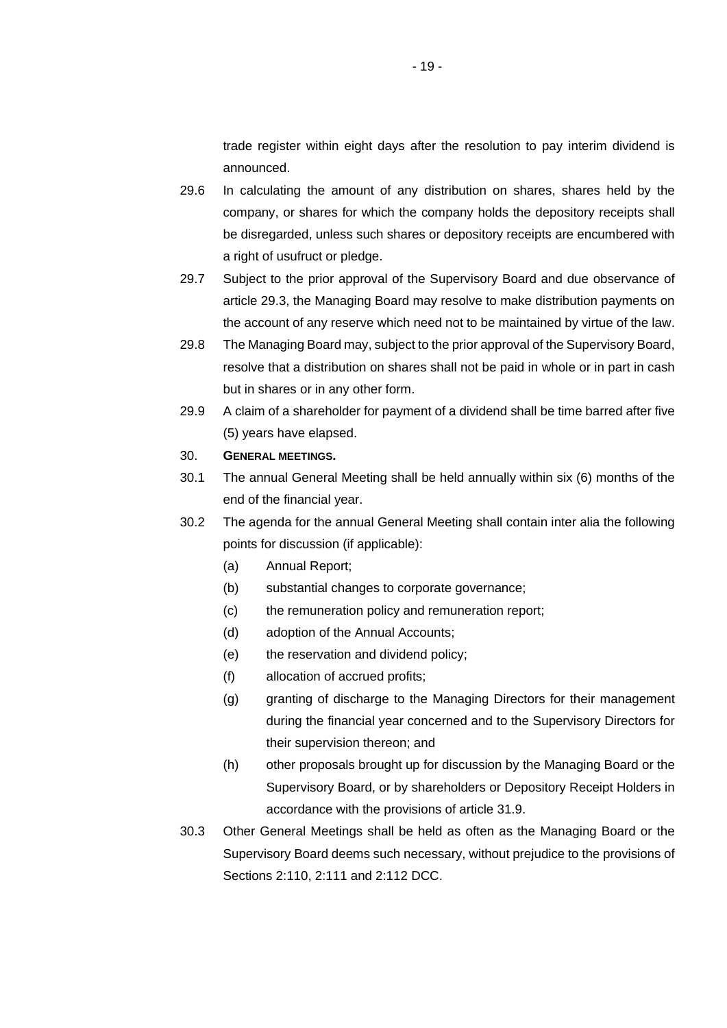trade register within eight days after the resolution to pay interim dividend is announced.

29.6 In calculating the amount of any distribution on shares, shares held by the company, or shares for which the company holds the depository receipts shall be disregarded, unless such shares or depository receipts are encumbered with a right of usufruct or pledge.

29.7 Subject to the prior approval of the Supervisory Board and due observance of article 29.3, the Managing Board may resolve to make distribution payments on the account of any reserve which need not to be maintained by virtue of the law.

29.8 The Managing Board may, subject to the prior approval of the Supervisory Board, resolve that a distribution on shares shall not be paid in whole or in part in cash but in shares or in any other form.

29.9 A claim of a shareholder for payment of a dividend shall be time barred after five (5) years have elapsed.

## 30. **GENERAL MEETINGS.**

30.1 The annual General Meeting shall be held annually within six (6) months of the end of the financial year.

30.2 The agenda for the annual General Meeting shall contain inter alia the following points for discussion (if applicable):

- (a) Annual Report;
- (b) substantial changes to corporate governance;
- (c) the remuneration policy and remuneration report;
- (d) adoption of the Annual Accounts;
- (e) the reservation and dividend policy;
- (f) allocation of accrued profits;
- (g) granting of discharge to the Managing Directors for their management during the financial year concerned and to the Supervisory Directors for their supervision thereon; and
- (h) other proposals brought up for discussion by the Managing Board or the Supervisory Board, or by shareholders or Depository Receipt Holders in accordance with the provisions of article 31.9.

30.3 Other General Meetings shall be held as often as the Managing Board or the Supervisory Board deems such necessary, without prejudice to the provisions of Sections 2:110, 2:111 and 2:112 DCC.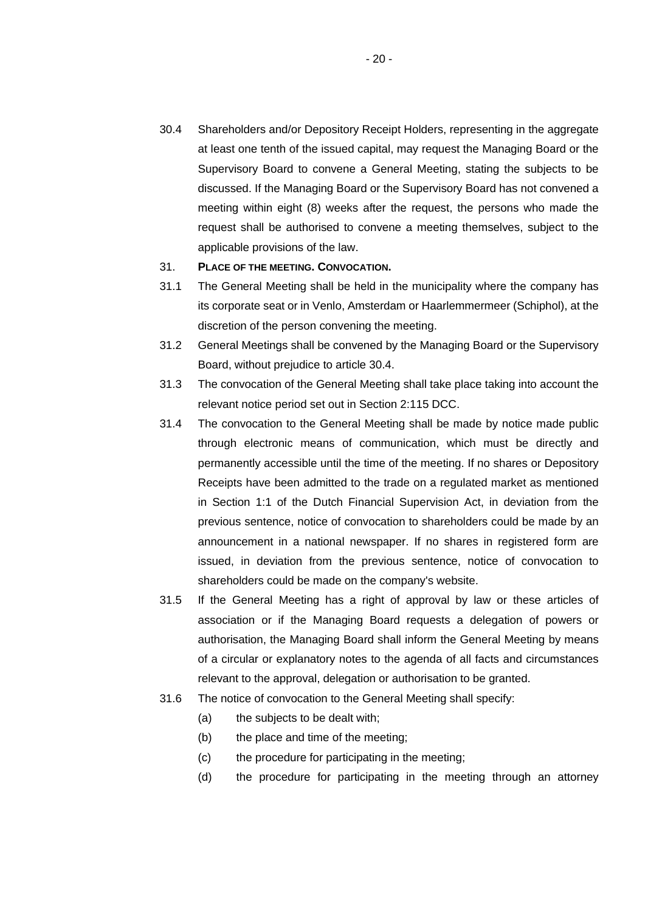30.4 Shareholders and/or Depository Receipt Holders, representing in the aggregate at least one tenth of the issued capital, may request the Managing Board or the Supervisory Board to convene a General Meeting, stating the subjects to be discussed. If the Managing Board or the Supervisory Board has not convened a meeting within eight (8) weeks after the request, the persons who made the request shall be authorised to convene a meeting themselves, subject to the applicable provisions of the law.

31. **PLACE OF THE MEETING. CONVOCATION.**

31.1 The General Meeting shall be held in the municipality where the company has its corporate seat or in Venlo, Amsterdam or Haarlemmermeer (Schiphol), at the discretion of the person convening the meeting.

31.2 General Meetings shall be convened by the Managing Board or the Supervisory Board, without prejudice to article 30.4.

31.3 The convocation of the General Meeting shall take place taking into account the relevant notice period set out in Section 2:115 DCC.

31.4 The convocation to the General Meeting shall be made by notice made public through electronic means of communication, which must be directly and permanently accessible until the time of the meeting. If no shares or Depository Receipts have been admitted to the trade on a regulated market as mentioned in Section 1:1 of the Dutch Financial Supervision Act, in deviation from the previous sentence, notice of convocation to shareholders could be made by an announcement in a national newspaper. If no shares in registered form are issued, in deviation from the previous sentence, notice of convocation to shareholders could be made on the company's website.

31.5 If the General Meeting has a right of approval by law or these articles of association or if the Managing Board requests a delegation of powers or authorisation, the Managing Board shall inform the General Meeting by means of a circular or explanatory notes to the agenda of all facts and circumstances relevant to the approval, delegation or authorisation to be granted.

31.6 The notice of convocation to the General Meeting shall specify:

(a) the subjects to be dealt with;

(b) the place and time of the meeting;

(c) the procedure for participating in the meeting;

(d) the procedure for participating in the meeting through an attorney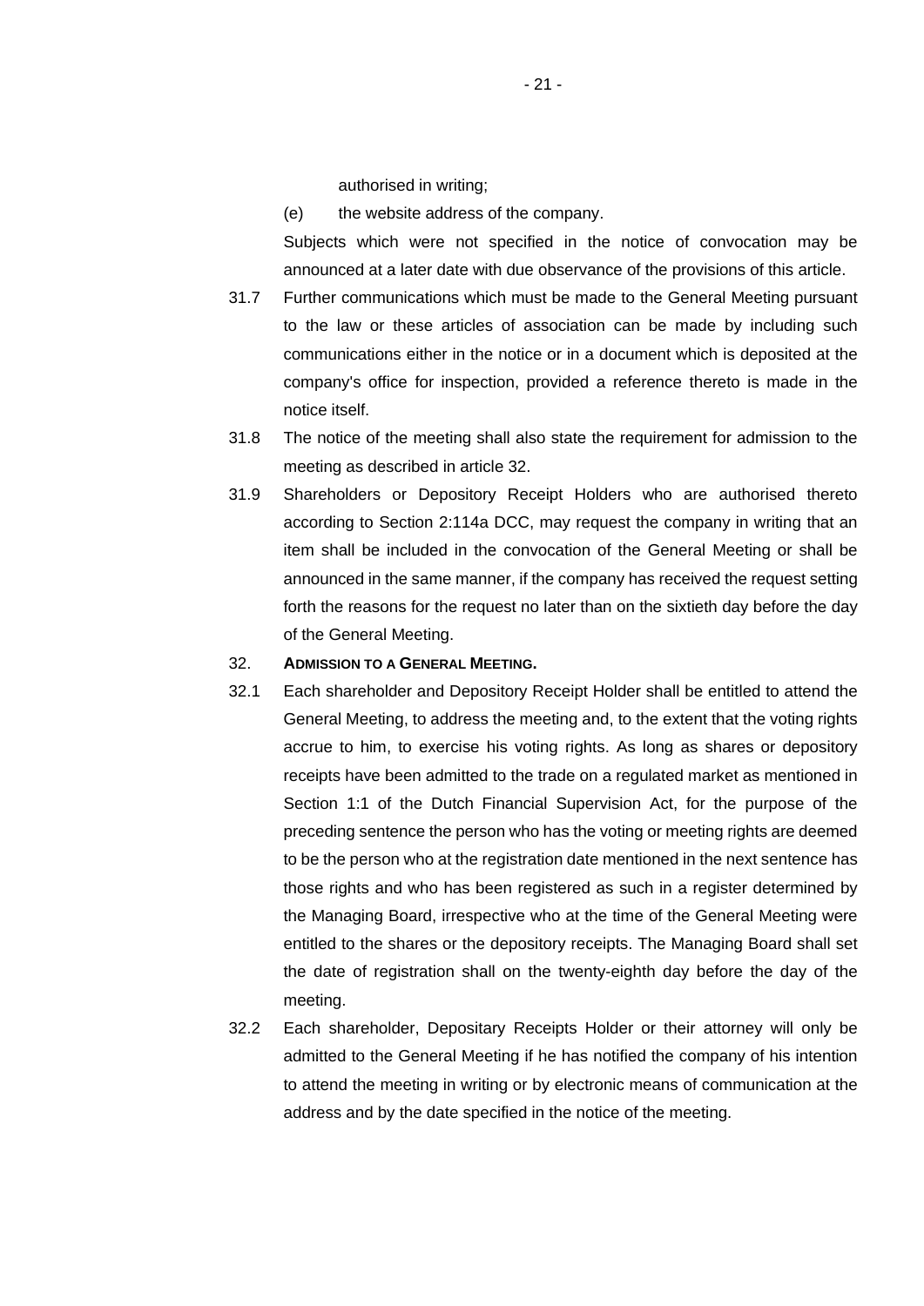authorised in writing;

(e) the website address of the company.

Subjects which were not specified in the notice of convocation may be announced at a later date with due observance of the provisions of this article.

31.7 Further communications which must be made to the General Meeting pursuant to the law or these articles of association can be made by including such communications either in the notice or in a document which is deposited at the company's office for inspection, provided a reference thereto is made in the notice itself.

31.8 The notice of the meeting shall also state the requirement for admission to the meeting as described in article 32.

31.9 Shareholders or Depository Receipt Holders who are authorised thereto according to Section 2:114a DCC, may request the company in writing that an item shall be included in the convocation of the General Meeting or shall be announced in the same manner, if the company has received the request setting forth the reasons for the request no later than on the sixtieth day before the day of the General Meeting.

## 32. ADMISSION TO A GENERAL MEETING.

32.1 Each shareholder and Depository Receipt Holder shall be entitled to attend the General Meeting, to address the meeting and, to the extent that the voting rights accrue to him, to exercise his voting rights. As long as shares or depository receipts have been admitted to the trade on a regulated market as mentioned in Section 1:1 of the Dutch Financial Supervision Act, for the purpose of the preceding sentence the person who has the voting or meeting rights are deemed to be the person who at the registration date mentioned in the next sentence has those rights and who has been registered as such in a register determined by the Managing Board, irrespective who at the time of the General Meeting were entitled to the shares or the depository receipts. The Managing Board shall set the date of registration shall on the twenty-eighth day before the day of the meeting.

32.2 Each shareholder, Depositary Receipts Holder or their attorney will only be admitted to the General Meeting if he has notified the company of his intention to attend the meeting in writing or by electronic means of communication at the address and by the date specified in the notice of the meeting.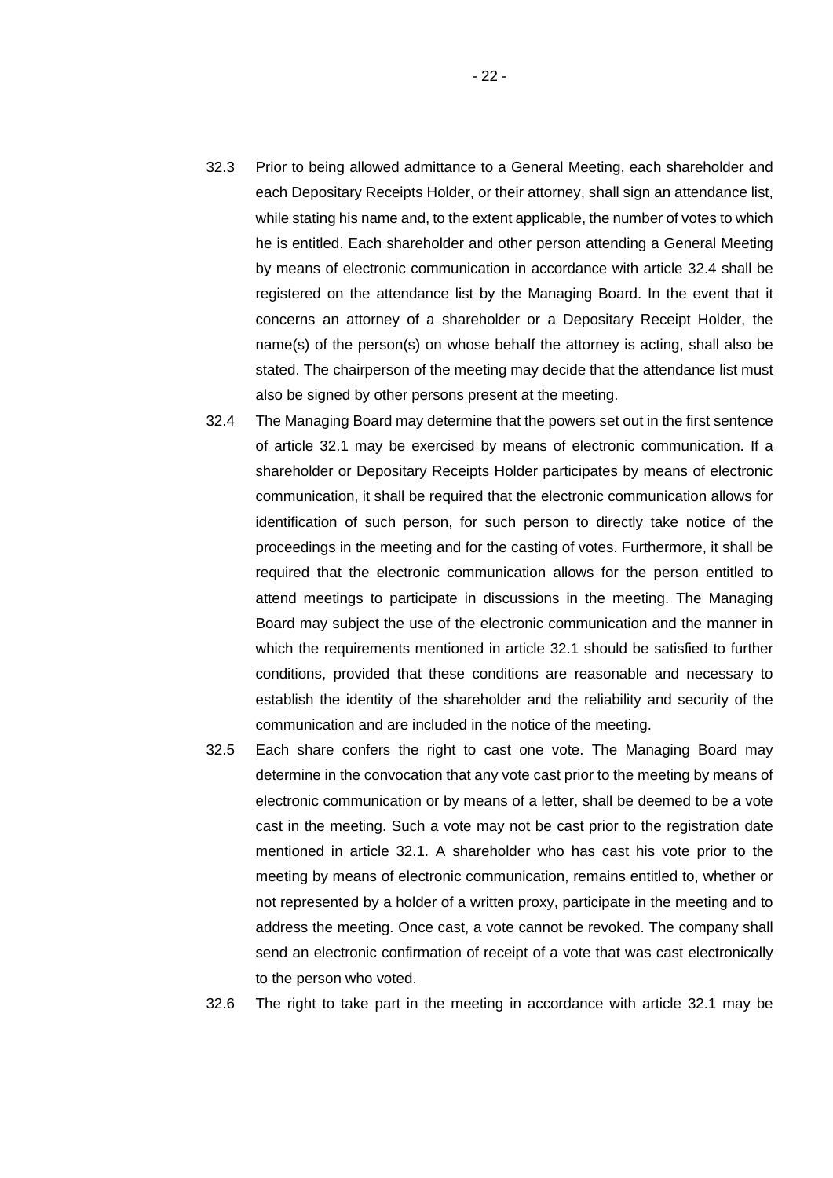32.3 Prior to being allowed admittance to a General Meeting, each shareholder and each Depositary Receipts Holder, or their attorney, shall sign an attendance list, while stating his name and, to the extent applicable, the number of votes to which he is entitled. Each shareholder and other person attending a General Meeting by means of electronic communication in accordance with article 32.4 shall be registered on the attendance list by the Managing Board. In the event that it concerns an attorney of a shareholder or a Depositary Receipt Holder, the name(s) of the person(s) on whose behalf the attorney is acting, shall also be stated. The chairperson of the meeting may decide that the attendance list must also be signed by other persons present at the meeting.

32.4 The Managing Board may determine that the powers set out in the first sentence of article 32.1 may be exercised by means of electronic communication. If a shareholder or Depositary Receipts Holder participates by means of electronic communication, it shall be required that the electronic communication allows for identification of such person, for such person to directly take notice of the proceedings in the meeting and for the casting of votes. Furthermore, it shall be required that the electronic communication allows for the person entitled to attend meetings to participate in discussions in the meeting. The Managing Board may subject the use of the electronic communication and the manner in which the requirements mentioned in article 32.1 should be satisfied to further conditions, provided that these conditions are reasonable and necessary to establish the identity of the shareholder and the reliability and security of the communication and are included in the notice of the meeting.

32.5 Each share confers the right to cast one vote. The Managing Board may determine in the convocation that any vote cast prior to the meeting by means of electronic communication or by means of a letter, shall be deemed to be a vote cast in the meeting. Such a vote may not be cast prior to the registration date mentioned in article 32.1. A shareholder who has cast his vote prior to the meeting by means of electronic communication, remains entitled to, whether or not represented by a holder of a written proxy, participate in the meeting and to address the meeting. Once cast, a vote cannot be revoked. The company shall send an electronic confirmation of receipt of a vote that was cast electronically to the person who voted.

32.6 The right to take part in the meeting in accordance with article 32.1 may be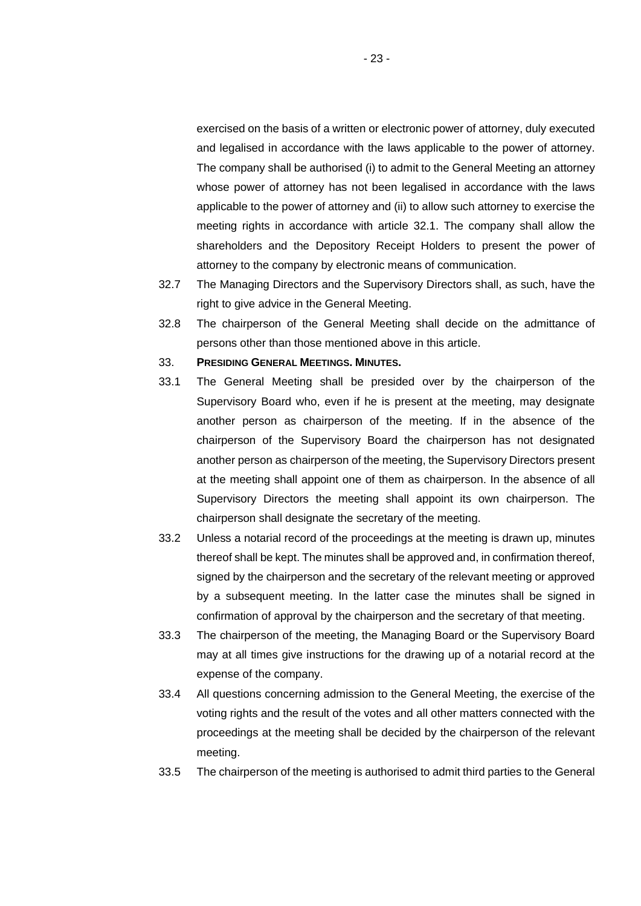exercised on the basis of a written or electronic power of attorney, duly executed and legalised in accordance with the laws applicable to the power of attorney. The company shall be authorised (i) to admit to the General Meeting an attorney whose power of attorney has not been legalised in accordance with the laws applicable to the power of attorney and (ii) to allow such attorney to exercise the meeting rights in accordance with article 32.1. The company shall allow the shareholders and the Depository Receipt Holders to present the power of attorney to the company by electronic means of communication.

32.7 The Managing Directors and the Supervisory Directors shall, as such, have the right to give advice in the General Meeting.

32.8 The chairperson of the General Meeting shall decide on the admittance of persons other than those mentioned above in this article.

33. **PRESIDING GENERAL MEETINGS. MINUTES.**

33.1 The General Meeting shall be presided over by the chairperson of the Supervisory Board who, even if he is present at the meeting, may designate another person as chairperson of the meeting. If in the absence of the chairperson of the Supervisory Board the chairperson has not designated another person as chairperson of the meeting, the Supervisory Directors present at the meeting shall appoint one of them as chairperson. In the absence of all Supervisory Directors the meeting shall appoint its own chairperson. The chairperson shall designate the secretary of the meeting.

33.2 Unless a notarial record of the proceedings at the meeting is drawn up, minutes thereof shall be kept. The minutes shall be approved and, in confirmation thereof, signed by the chairperson and the secretary of the relevant meeting or approved by a subsequent meeting. In the latter case the minutes shall be signed in confirmation of approval by the chairperson and the secretary of that meeting.

33.3 The chairperson of the meeting, the Managing Board or the Supervisory Board may at all times give instructions for the drawing up of a notarial record at the expense of the company.

33.4 All questions concerning admission to the General Meeting, the exercise of the voting rights and the result of the votes and all other matters connected with the proceedings at the meeting shall be decided by the chairperson of the relevant meeting.

33.5 The chairperson of the meeting is authorised to admit third parties to the General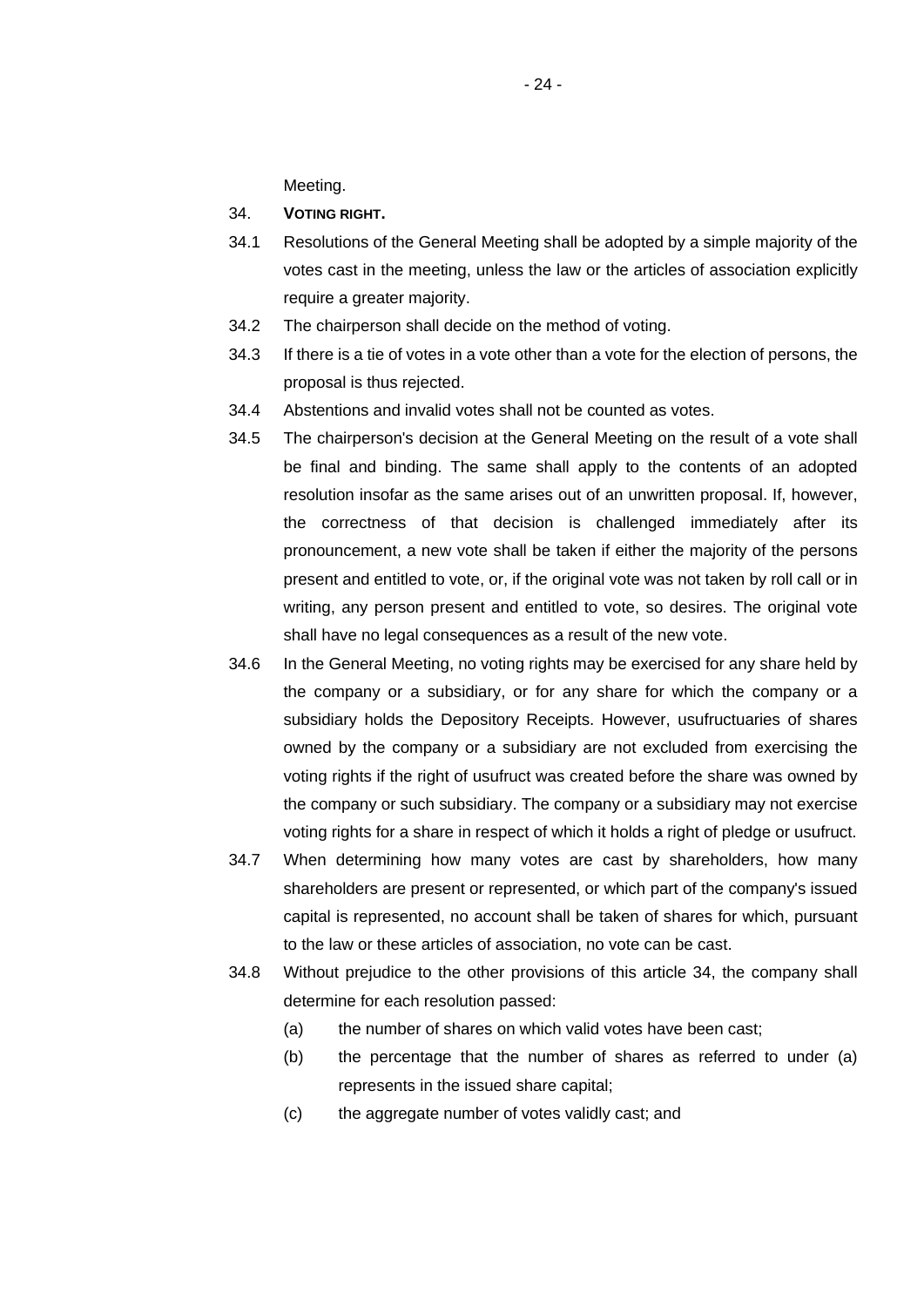Meeting.

## 34. **VOTING RIGHT.**

34.1 Resolutions of the General Meeting shall be adopted by a simple majority of the votes cast in the meeting, unless the law or the articles of association explicitly require a greater majority.

34.2 The chairperson shall decide on the method of voting.

34.3 If there is a tie of votes in a vote other than a vote for the election of persons, the proposal is thus rejected.

34.4 Abstentions and invalid votes shall not be counted as votes.

34.5 The chairperson's decision at the General Meeting on the result of a vote shall be final and binding. The same shall apply to the contents of an adopted resolution insofar as the same arises out of an unwritten proposal. If, however, the correctness of that decision is challenged immediately after its pronouncement, a new vote shall be taken if either the majority of the persons present and entitled to vote, or, if the original vote was not taken by roll call or in writing, any person present and entitled to vote, so desires. The original vote shall have no legal consequences as a result of the new vote.

34.6 In the General Meeting, no voting rights may be exercised for any share held by the company or a subsidiary, or for any share for which the company or a subsidiary holds the Depository Receipts. However, usufructuaries of shares owned by the company or a subsidiary are not excluded from exercising the voting rights if the right of usufruct was created before the share was owned by the company or such subsidiary. The company or a subsidiary may not exercise voting rights for a share in respect of which it holds a right of pledge or usufruct.

34.7 When determining how many votes are cast by shareholders, how many shareholders are present or represented, or which part of the company's issued capital is represented, no account shall be taken of shares for which, pursuant to the law or these articles of association, no vote can be cast.

34.8 Without prejudice to the other provisions of this article 34, the company shall determine for each resolution passed:

(a) the number of shares on which valid votes have been cast;

(b) the percentage that the number of shares as referred to under (a) represents in the issued share capital;

(c) the aggregate number of votes validly cast; and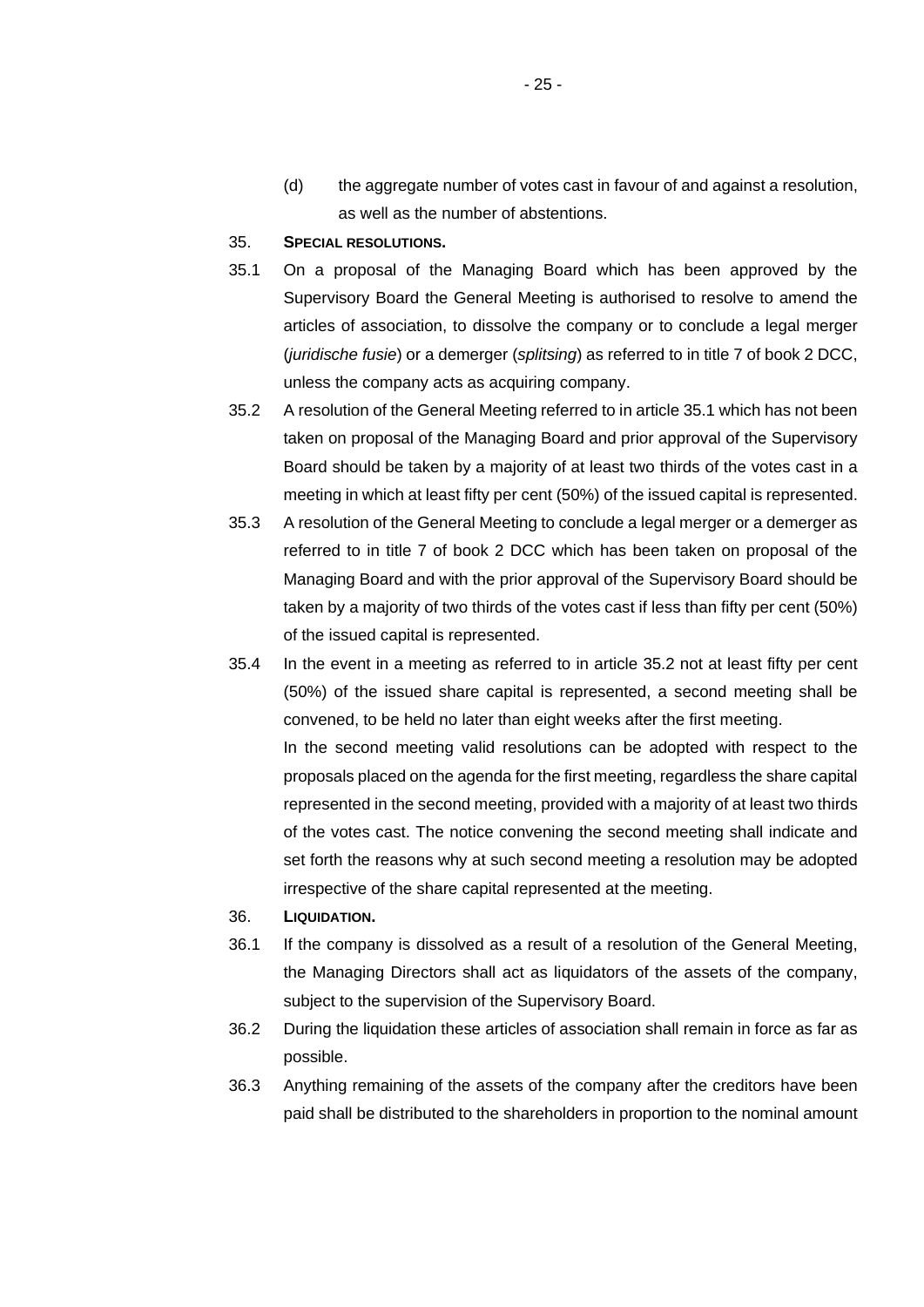(d) the aggregate number of votes cast in favour of and against a resolution, as well as the number of abstentions.

35. **SPECIAL RESOLUTIONS.**

35.1 On a proposal of the Managing Board which has been approved by the Supervisory Board the General Meeting is authorised to resolve to amend the articles of association, to dissolve the company or to conclude a legal merger (*juridische fusie*) or a demerger (*splitsing*) as referred to in title 7 of book 2 DCC, unless the company acts as acquiring company.

35.2 A resolution of the General Meeting referred to in article 35.1 which has not been taken on proposal of the Managing Board and prior approval of the Supervisory Board should be taken by a majority of at least two thirds of the votes cast in a meeting in which at least fifty per cent (50%) of the issued capital is represented.

35.3 A resolution of the General Meeting to conclude a legal merger or a demerger as referred to in title 7 of book 2 DCC which has been taken on proposal of the Managing Board and with the prior approval of the Supervisory Board should be taken by a majority of two thirds of the votes cast if less than fifty per cent (50%) of the issued capital is represented.

35.4 In the event in a meeting as referred to in article 35.2 not at least fifty per cent (50%) of the issued share capital is represented, a second meeting shall be convened, to be held no later than eight weeks after the first meeting.
In the second meeting valid resolutions can be adopted with respect to the proposals placed on the agenda for the first meeting, regardless the share capital represented in the second meeting, provided with a majority of at least two thirds of the votes cast. The notice convening the second meeting shall indicate and set forth the reasons why at such second meeting a resolution may be adopted irrespective of the share capital represented at the meeting.

36. **LIQUIDATION.**

36.1 If the company is dissolved as a result of a resolution of the General Meeting, the Managing Directors shall act as liquidators of the assets of the company, subject to the supervision of the Supervisory Board.

36.2 During the liquidation these articles of association shall remain in force as far as possible.

36.3 Anything remaining of the assets of the company after the creditors have been paid shall be distributed to the shareholders in proportion to the nominal amount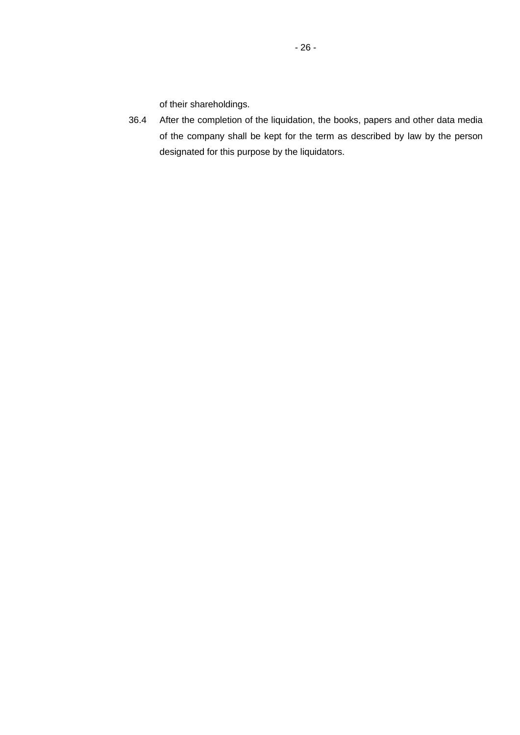of their shareholdings.

36.4 After the completion of the liquidation, the books, papers and other data media of the company shall be kept for the term as described by law by the person designated for this purpose by the liquidators.